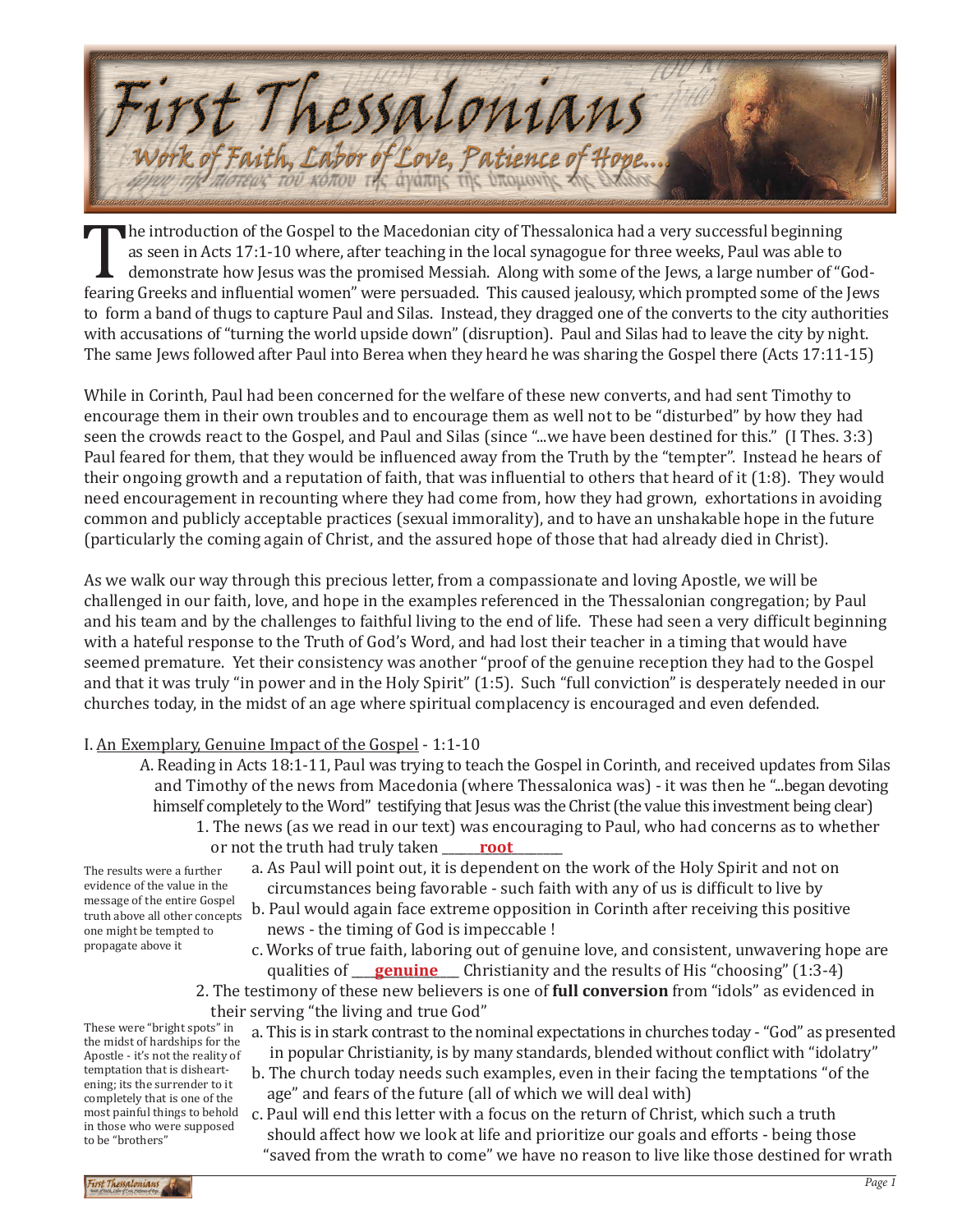# First Thessalonians

## Work of Faith, Labor of Love, Patience of Hope...

ἔργου τῆς πίστεως τοῦ κόπου τῆς ἀγάπης τῆς ὑπομονῆς τῆς ἐλπίδος

The introduction of the Gospel to the Macedonian city of Thessalonica had a very successful beginning as seen in Acts 17:1-10 where, after teaching in the local synagogue for three weeks, Paul was able to demonstrate how Jesus was the promised Messiah. Along with some of the Jews, a large number of "God-fearing Greeks and influential women" were persuaded. This caused jealousy, which prompted some of the Jews to form a band of thugs to capture Paul and Silas. Instead, they dragged one of the converts to the city authorities with accusations of "turning the world upside down" (disruption). Paul and Silas had to leave the city by night. The same Jews followed after Paul into Berea when they heard he was sharing the Gospel there (Acts 17:11-15)

While in Corinth, Paul had been concerned for the welfare of these new converts, and had sent Timothy to encourage them in their own troubles and to encourage them as well not to be "disturbed" by how they had seen the crowds react to the Gospel, and Paul and Silas (since "...we have been destined for this." (I Thes. 3:3) Paul feared for them, that they would be influenced away from the Truth by the "tempter". Instead he hears of their ongoing growth and a reputation of faith, that was influential to others that heard of it (1:8). They would need encouragement in recounting where they had come from, how they had grown, exhortations in avoiding common and publicly acceptable practices (sexual immorality), and to have an unshakable hope in the future (particularly the coming again of Christ, and the assured hope of those that had already died in Christ).

As we walk our way through this precious letter, from a compassionate and loving Apostle, we will be challenged in our faith, love, and hope in the examples referenced in the Thessalonian congregation; by Paul and his team and by the challenges to faithful living to the end of life. These had seen a very difficult beginning with a hateful response to the Truth of God's Word, and had lost their teacher in a timing that would have seemed premature. Yet their consistency was another "proof of the genuine reception they had to the Gospel and that it was truly "in power and in the Holy Spirit" (1:5). Such "full conviction" is desperately needed in our churches today, in the midst of an age where spiritual complacency is encouraged and even defended.

I. An Exemplary, Genuine Impact of the Gospel - 1:1-10

A. Reading in Acts 18:1-11, Paul was trying to teach the Gospel in Corinth, and received updates from Silas and Timothy of the news from Macedonia (where Thessalonica was) - it was then he "...began devoting himself completely to the Word" testifying that Jesus was the Christ (the value this investment being clear)

1. The news (as we read in our text) was encouraging to Paul, who had concerns as to whether or not the truth had truly taken ___**root**___

The results were a further evidence of the value in the message of the entire Gospel truth above all other concepts one might be tempted to propagate above it

a. As Paul will point out, it is dependent on the work of the Holy Spirit and not on circumstances being favorable - such faith with any of us is difficult to live by

b. Paul would again face extreme opposition in Corinth after receiving this positive news - the timing of God is impeccable !

c. Works of true faith, laboring out of genuine love, and consistent, unwavering hope are qualities of ___**genuine**___ Christianity and the results of His "choosing" (1:3-4)

2. The testimony of these new believers is one of **full conversion** from "idols" as evidenced in their serving "the living and true God"

These were "bright spots" in the midst of hardships for the Apostle - it's not the reality of temptation that is disheartening; its the surrender to it completely that is one of the most painful things to behold in those who were supposed to be "brothers"

a. This is in stark contrast to the nominal expectations in churches today - "God" as presented in popular Christianity, is by many standards, blended without conflict with "idolatry"

b. The church today needs such examples, even in their facing the temptations "of the age" and fears of the future (all of which we will deal with)

c. Paul will end this letter with a focus on the return of Christ, which such a truth should affect how we look at life and prioritize our goals and efforts - being those "saved from the wrath to come" we have no reason to live like those destined for wrath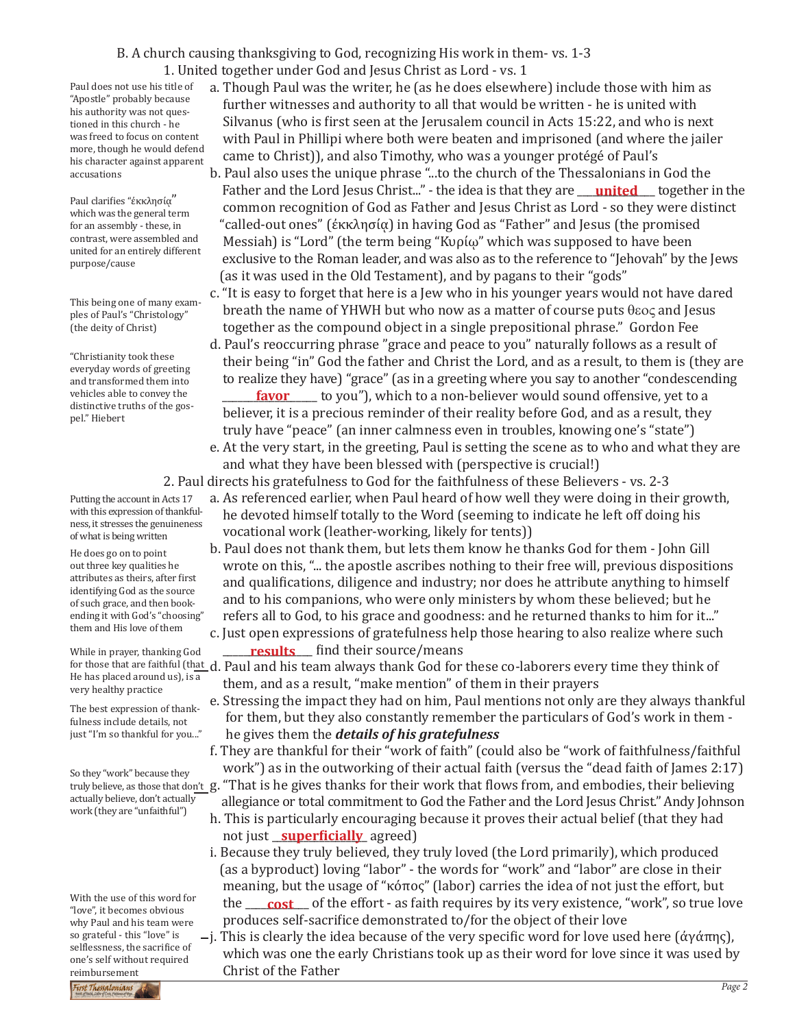B. A church causing thanksgiving to God, recognizing His work in them- vs. 1-3

1. United together under God and Jesus Christ as Lord - vs. 1

Paul does not use his title of "Apostle" probably because his authority was not questioned in this church - he was freed to focus on content more, though he would defend his character against apparent accusations

a. Though Paul was the writer, he (as he does elsewhere) include those with him as further witnesses and authority to all that would be written - he is united with Silvanus (who is first seen at the Jerusalem council in Acts 15:22, and who is next with Paul in Phillipi where both were beaten and imprisoned (and where the jailer came to Christ)), and also Timothy, who was a younger protégé of Paul's

Paul clarifies "ἐκκλησίᾳ" which was the general term for an assembly - these, in contrast, were assembled and united for an entirely different purpose/cause

b. Paul also uses the unique phrase "...to the church of the Thessalonians in God the Father and the Lord Jesus Christ..." - the idea is that they are ___**united**___ together in the common recognition of God as Father and Jesus Christ as Lord - so they were distinct "called-out ones" (ἐκκλησίᾳ) in having God as "Father" and Jesus (the promised Messiah) is "Lord" (the term being "Κυρίῳ" which was supposed to have been exclusive to the Roman leader, and was also as to the reference to "Jehovah" by the Jews (as it was used in the Old Testament), and by pagans to their "gods"

This being one of many examples of Paul's "Christology" (the deity of Christ)

c. "It is easy to forget that here is a Jew who in his younger years would not have dared breath the name of YHWH but who now as a matter of course puts θεος and Jesus together as the compound object in a single prepositional phrase." Gordon Fee

"Christianity took these everyday words of greeting and transformed them into vehicles able to convey the distinctive truths of the gospel." Hiebert

d. Paul's reoccurring phrase "grace and peace to you" naturally follows as a result of their being "in" God the father and Christ the Lord, and as a result, to them is (they are to realize they have) "grace" (as in a greeting where you say to another "condescending ______**favor**______ to you"), which to a non-believer would sound offensive, yet to a believer, it is a precious reminder of their reality before God, and as a result, they truly have "peace" (an inner calmness even in troubles, knowing one's "state")

e. At the very start, in the greeting, Paul is setting the scene as to who and what they are and what they have been blessed with (perspective is crucial!)

2. Paul directs his gratefulness to God for the faithfulness of these Believers - vs. 2-3

Putting the account in Acts 17 with this expression of thankfulness, it stresses the genuineness of what is being written

a. As referenced earlier, when Paul heard of how well they were doing in their growth, he devoted himself totally to the Word (seeming to indicate he left off doing his vocational work (leather-working, likely for tents))

He does go on to point out three key qualities he attributes as theirs, after first identifying God as the source of such grace, and then bookending it with God's "choosing" them and His love of them

b. Paul does not thank them, but lets them know he thanks God for them - John Gill wrote on this, "... the apostle ascribes nothing to their free will, previous dispositions and qualifications, diligence and industry; nor does he attribute anything to himself and to his companions, who were only ministers by whom these believed; but he refers all to God, to his grace and goodness: and he returned thanks to him for it..."

c. Just open expressions of gratefulness help those hearing to also realize where such _____**results**_____ find their source/means

While in prayer, thanking God for those that are faithful (that He has placed around us), is a very healthy practice

d. Paul and his team always thank God for these co-laborers every time they think of them, and as a result, "make mention" of them in their prayers

The best expression of thankfulness include details, not just "I'm so thankful for you..."

e. Stressing the impact they had on him, Paul mentions not only are they always thankful for them, but they also constantly remember the particulars of God's work in them - he gives them the ***details of his gratefulness***

f. They are thankful for their "work of faith" (could also be "work of faithfulness/faithful work") as in the outworking of their actual faith (versus the "dead faith of James 2:17)

So they "work" because they truly believe, as those that don't actually believe, don't actually work (they are "unfaithful")

g. "That is he gives thanks for their work that flows from, and embodies, their believing allegiance or total commitment to God the Father and the Lord Jesus Christ." Andy Johnson

h. This is particularly encouraging because it proves their actual belief (that they had not just __**superficially**__ agreed)

i. Because they truly believed, they truly loved (the Lord primarily), which produced (as a byproduct) loving "labor" - the words for "work" and "labor" are close in their meaning, but the usage of "κόπος" (labor) carries the idea of not just the effort, but the ____**cost**____ of the effort - as faith requires by its very existence, "work", so true love produces self-sacrifice demonstrated to/for the object of their love

With the use of this word for "love", it becomes obvious why Paul and his team were so grateful - this "love" is selflessness, the sacrifice of one's self without required reimbursement

j. This is clearly the idea because of the very specific word for love used here (ἀγάπης), which was one the early Christians took up as their word for love since it was used by Christ of the Father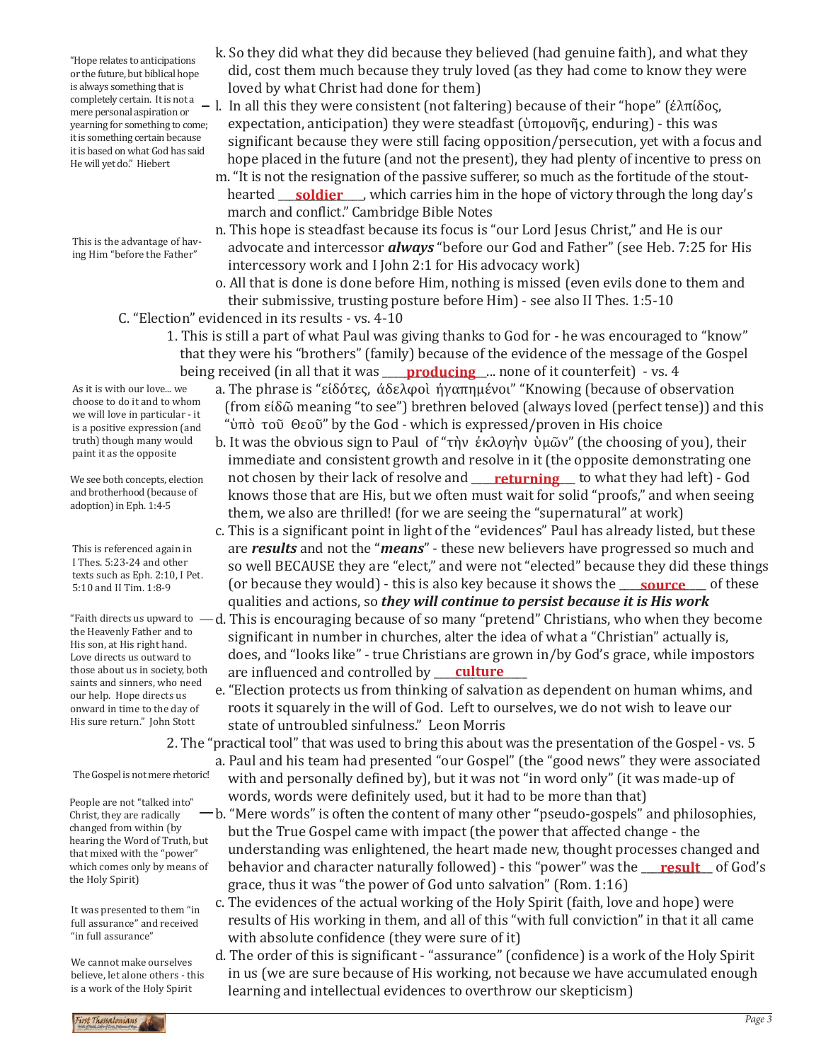"Hope relates to anticipations or the future, but biblical hope is always something that is completely certain. It is not a mere personal aspiration or yearning for something to come; it is something certain because it is based on what God has said He will yet do." Hiebert

k. So they did what they did because they believed (had genuine faith), and what they did, cost them much because they truly loved (as they had come to know they were loved by what Christ had done for them)

l. In all this they were consistent (not faltering) because of their "hope" (ἐλπίδος, expectation, anticipation) they were steadfast (ὑπομονῆς, enduring) - this was significant because they were still facing opposition/persecution, yet with a focus and hope placed in the future (and not the present), they had plenty of incentive to press on

m. "It is not the resignation of the passive sufferer, so much as the fortitude of the stout-hearted ___**soldier**___, which carries him in the hope of victory through the long day's march and conflict." Cambridge Bible Notes

This is the advantage of having Him "before the Father"

n. This hope is steadfast because its focus is "our Lord Jesus Christ," and He is our advocate and intercessor ***always*** "before our God and Father" (see Heb. 7:25 for His intercessory work and I John 2:1 for His advocacy work)

o. All that is done is done before Him, nothing is missed (even evils done to them and their submissive, trusting posture before Him) - see also II Thes. 1:5-10

C. "Election" evidenced in its results - vs. 4-10

1. This is still a part of what Paul was giving thanks to God for - he was encouraged to "know" that they were his "brothers" (family) because of the evidence of the message of the Gospel being received (in all that it was ___**producing**___... none of it counterfeit) - vs. 4

As it is with our love... we choose to do it and to whom we will love in particular - it is a positive expression (and truth) though many would paint it as the opposite

a. The phrase is "εἰδότες, ἀδελφοὶ ἠγαπημένοι" "Knowing (because of observation (from εἰδῶ meaning "to see") brethren beloved (always loved (perfect tense)) and this "ὑπὸ τοῦ Θεοῦ" by the God - which is expressed/proven in His choice

We see both concepts, election and brotherhood (because of adoption) in Eph. 1:4-5

b. It was the obvious sign to Paul of "τὴν ἐκλογὴν ὑμῶν" (the choosing of you), their immediate and consistent growth and resolve in it (the opposite demonstrating one not chosen by their lack of resolve and ___**returning**___ to what they had left) - God knows those that are His, but we often must wait for solid "proofs," and when seeing them, we also are thrilled! (for we are seeing the "supernatural" at work)

This is referenced again in I Thes. 5:23-24 and other texts such as Eph. 2:10, I Pet. 5:10 and II Tim. 1:8-9

c. This is a significant point in light of the "evidences" Paul has already listed, but these are ***results*** and not the "***means***" - these new believers have progressed so much and so well BECAUSE they are "elect," and were not "elected" because they did these things (or because they would) - this is also key because it shows the ___**source**___ of these qualities and actions, so ***they will continue to persist because it is His work***

"Faith directs us upward to the Heavenly Father and to His son, at His right hand. Love directs us outward to those about us in society, both saints and sinners, who need our help. Hope directs us onward in time to the day of His sure return." John Stott

d. This is encouraging because of so many "pretend" Christians, who when they become significant in number in churches, alter the idea of what a "Christian" actually is, does, and "looks like" - true Christians are grown in/by God's grace, while impostors are influenced and controlled by ___**culture**___

e. "Election protects us from thinking of salvation as dependent on human whims, and roots it squarely in the will of God. Left to ourselves, we do not wish to leave our state of untroubled sinfulness." Leon Morris

2. The "practical tool" that was used to bring this about was the presentation of the Gospel - vs. 5

The Gospel is not mere rhetoric!

a. Paul and his team had presented "our Gospel" (the "good news" they were associated with and personally defined by), but it was not "in word only" (it was made-up of words, words were definitely used, but it had to be more than that)

People are not "talked into" Christ, they are radically changed from within (by hearing the Word of Truth, but that mixed with the "power" which comes only by means of the Holy Spirit)

b. "Mere words" is often the content of many other "pseudo-gospels" and philosophies, but the True Gospel came with impact (the power that affected change - the understanding was enlightened, the heart made new, thought processes changed and behavior and character naturally followed) - this "power" was the ___**result**___ of God's grace, thus it was "the power of God unto salvation" (Rom. 1:16)

It was presented to them "in full assurance" and received "in full assurance"

c. The evidences of the actual working of the Holy Spirit (faith, love and hope) were results of His working in them, and all of this "with full conviction" in that it all came with absolute confidence (they were sure of it)

We cannot make ourselves believe, let alone others - this is a work of the Holy Spirit

d. The order of this is significant - "assurance" (confidence) is a work of the Holy Spirit in us (we are sure because of His working, not because we have accumulated enough learning and intellectual evidences to overthrow our skepticism)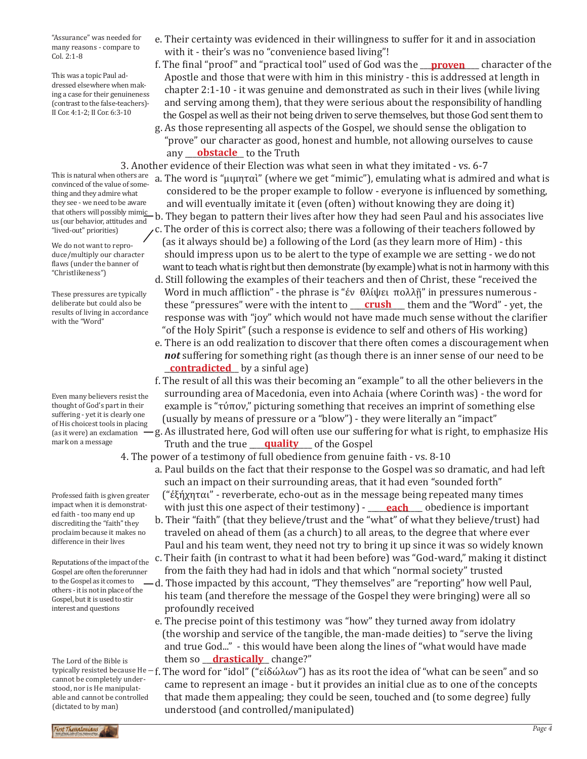e. Their certainty was evidenced in their willingness to suffer for it and in association with it - their's was no "convenience based living"!

"Assurance" was needed for many reasons - compare to Col. 2:1-8

f. The final "proof" and "practical tool" used of God was the **proven** character of the Apostle and those that were with him in this ministry - this is addressed at length in chapter 2:1-10 - it was genuine and demonstrated as such in their lives (while living and serving among them), that they were serious about the responsibility of handling the Gospel as well as their not being driven to serve themselves, but those God sent them to

This was a topic Paul addressed elsewhere when making a case for their genuineness (contrast to the false-teachers)- II Cor. 4:1-2; II Cor. 6:3-10

g. As those representing all aspects of the Gospel, we should sense the obligation to "prove" our character as good, honest and humble, not allowing ourselves to cause any **obstacle** to the Truth

3. Another evidence of their Election was what seen in what they imitated - vs. 6-7

a. The word is "μιμηταὶ" (where we get "mimic"), emulating what is admired and what is considered to be the proper example to follow - everyone is influenced by something, and will eventually imitate it (even (often) without knowing they are doing it)

b. They began to pattern their lives after how they had seen Paul and his associates live

This is natural when others are convinced of the value of something and they admire what they see - we need to be aware that others will possibly mimic us (our behavior, attitudes and "lived-out" priorities)

c. The order of this is correct also; there was a following of their teachers followed by (as it always should be) a following of the Lord (as they learn more of Him) - this should impress upon us to be alert to the type of example we are setting - we do not want to teach what is right but then demonstrate (by example) what is not in harmony with this

We do not want to reproduce/multiply our character flaws (under the banner of "Christlikeness")

d. Still following the examples of their teachers and then of Christ, these "received the Word in much affliction" - the phrase is "ἐν θλίψει πολλῇ" in pressures numerous - these "pressures" were with the intent to **crush** them and the "Word" - yet, the response was with "joy" which would not have made much sense without the clarifier "of the Holy Spirit" (such a response is evidence to self and others of His working)

These pressures are typically deliberate but could also be results of living in accordance with the "Word"

e. There is an odd realization to discover that there often comes a discouragement when ***not*** suffering for something right (as though there is an inner sense of our need to be **contradicted** by a sinful age)

f. The result of all this was their becoming an "example" to all the other believers in the surrounding area of Macedonia, even into Achaia (where Corinth was) - the word for example is "τύπον," picturing something that receives an imprint of something else (usually by means of pressure or a "blow") - they were literally an "impact"

g. As illustrated here, God will often use our suffering for what is right, to emphasize His Truth and the true **quality** of the Gospel

Even many believers resist the thought of God's part in their suffering - yet it is clearly one of His choicest tools in placing (as it were) an exclamation mark on a message

4. The power of a testimony of full obedience from genuine faith - vs. 8-10

a. Paul builds on the fact that their response to the Gospel was so dramatic, and had left such an impact on their surrounding areas, that it had even "sounded forth" ("ἐξήχηται" - reverberate, echo-out as in the message being repeated many times with just this one aspect of their testimony) - **each** obedience is important

Professed faith is given greater impact when it is demonstrated faith - too many end up discrediting the "faith" they proclaim because it makes no difference in their lives

b. Their "faith" (that they believe/trust and the "what" of what they believe/trust) had traveled on ahead of them (as a church) to all areas, to the degree that where ever Paul and his team went, they need not try to bring it up since it was so widely known

c. Their faith (in contrast to what it had been before) was "God-ward," making it distinct from the faith they had had in idols and that which "normal society" trusted

d. Those impacted by this account, "They themselves" are "reporting" how well Paul, his team (and therefore the message of the Gospel they were bringing) were all so profoundly received

Reputations of the impact of the Gospel are often the forerunner to the Gospel as it comes to others - it is not in place of the Gospel, but it is used to stir interest and questions

e. The precise point of this testimony was "how" they turned away from idolatry (the worship and service of the tangible, the man-made deities) to "serve the living and true God..." - this would have been along the lines of "what would have made them so **drastically** change?"

f. The word for "idol" ("εἰδώλων") has as its root the idea of "what can be seen" and so came to represent an image - but it provides an initial clue as to one of the concepts that made them appealing; they could be seen, touched and (to some degree) fully understood (and controlled/manipulated)

The Lord of the Bible is typically resisted because He cannot be completely understood, nor is He manipulatable and cannot be controlled (dictated to by man)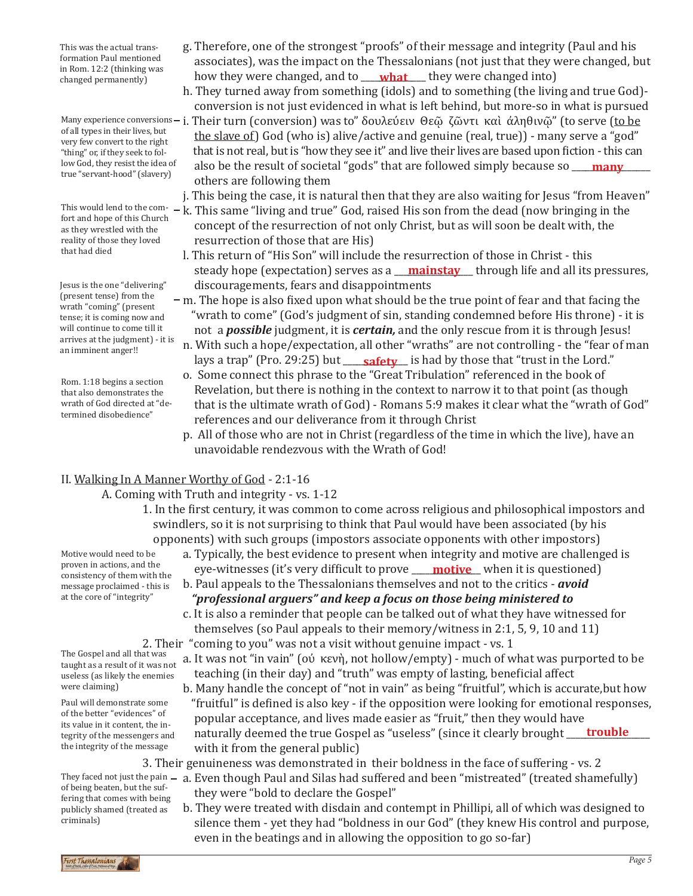This was the actual transformation Paul mentioned in Rom. 12:2 (thinking was changed permanently)

g. Therefore, one of the strongest "proofs" of their message and integrity (Paul and his associates), was the impact on the Thessalonians (not just that they were changed, but how they were changed, and to **what** they were changed into)

h. They turned away from something (idols) and to something (the living and true God)- conversion is not just evidenced in what is left behind, but more-so in what is pursued

Many experience conversions of all types in their lives, but very few convert to the right "thing" or, if they seek to follow God, they resist the idea of true "servant-hood" (slavery)

i. Their turn (conversion) was to" δουλεύειν Θεῷ ζῶντι καὶ ἀληθινῷ" (to serve (to be the slave of) God (who is) alive/active and genuine (real, true)) - many serve a "god" that is not real, but is "how they see it" and live their lives are based upon fiction - this can also be the result of societal "gods" that are followed simply because so **many** others are following them

j. This being the case, it is natural then that they are also waiting for Jesus "from Heaven"

This would lend to the comfort and hope of this Church as they wrestled with the reality of those they loved that had died

k. This same "living and true" God, raised His son from the dead (now bringing in the concept of the resurrection of not only Christ, but as will soon be dealt with, the resurrection of those that are His)

l. This return of "His Son" will include the resurrection of those in Christ - this steady hope (expectation) serves as a **mainstay** through life and all its pressures, discouragements, fears and disappointments

Jesus is the one "delivering" (present tense) from the wrath "coming" (present tense; it is coming now and will continue to come till it arrives at the judgment) - it is an imminent anger!!

m. The hope is also fixed upon what should be the true point of fear and that facing the "wrath to come" (God's judgment of sin, standing condemned before His throne) - it is not a ***possible*** judgment, it is ***certain,*** and the only rescue from it is through Jesus!

n. With such a hope/expectation, all other "wraths" are not controlling - the "fear of man lays a trap" (Pro. 29:25) but **safety** is had by those that "trust in the Lord."

Rom. 1:18 begins a section that also demonstrates the wrath of God directed at "determined disobedience"

o. Some connect this phrase to the "Great Tribulation" referenced in the book of Revelation, but there is nothing in the context to narrow it to that point (as though that is the ultimate wrath of God) - Romans 5:9 makes it clear what the "wrath of God" references and our deliverance from it through Christ

p. All of those who are not in Christ (regardless of the time in which the live), have an unavoidable rendezvous with the Wrath of God!

## II. Walking In A Manner Worthy of God - 2:1-16

### A. Coming with Truth and integrity - vs. 1-12

1. In the first century, it was common to come across religious and philosophical impostors and swindlers, so it is not surprising to think that Paul would have been associated (by his opponents) with such groups (impostors associate opponents with other impostors)

Motive would need to be proven in actions, and the consistency of them with the message proclaimed - this is at the core of "integrity"

a. Typically, the best evidence to present when integrity and motive are challenged is eye-witnesses (it's very difficult to prove **motive** when it is questioned)

b. Paul appeals to the Thessalonians themselves and not to the critics - ***avoid "professional arguers" and keep a focus on those being ministered to***

c. It is also a reminder that people can be talked out of what they have witnessed for themselves (so Paul appeals to their memory/witness in 2:1, 5, 9, 10 and 11)

2. Their "coming to you" was not a visit without genuine impact - vs. 1

The Gospel and all that was taught as a result of it was not useless (as likely the enemies were claiming)

a. It was not "in vain" (οὐ κενὴ, not hollow/empty) - much of what was purported to be teaching (in their day) and "truth" was empty of lasting, beneficial affect

Paul will demonstrate some of the better "evidences" of its value in it content, the integrity of the messengers and the integrity of the message

b. Many handle the concept of "not in vain" as being "fruitful", which is accurate,but how "fruitful" is defined is also key - if the opposition were looking for emotional responses, popular acceptance, and lives made easier as "fruit," then they would have naturally deemed the true Gospel as "useless" (since it clearly brought **trouble** with it from the general public)

3. Their genuineness was demonstrated in their boldness in the face of suffering - vs. 2

They faced not just the pain of being beaten, but the suffering that comes with being publicly shamed (treated as criminals)

a. Even though Paul and Silas had suffered and been "mistreated" (treated shamefully) they were "bold to declare the Gospel"

b. They were treated with disdain and contempt in Phillipi, all of which was designed to silence them - yet they had "boldness in our God" (they knew His control and purpose, even in the beatings and in allowing the opposition to go so-far)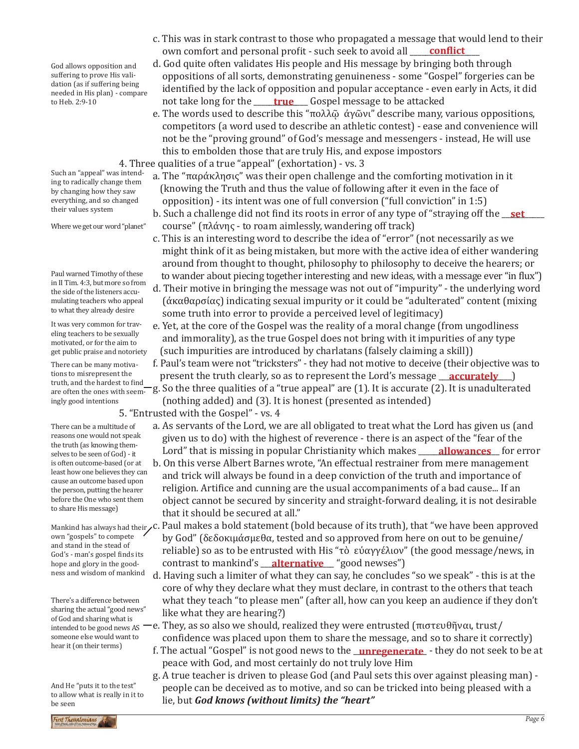c. This was in stark contrast to those who propagated a message that would lend to their own comfort and personal profit - such seek to avoid all ____conflict____

God allows opposition and suffering to prove His validation (as if suffering being needed in His plan) - compare to Heb. 2:9-10

d. God quite often validates His people and His message by bringing both through oppositions of all sorts, demonstrating genuineness - some "Gospel" forgeries can be identified by the lack of opposition and popular acceptance - even early in Acts, it did not take long for the ____true____ Gospel message to be attacked

e. The words used to describe this "πολλῷ ἀγῶνι" describe many, various oppositions, competitors (a word used to describe an athletic contest) - ease and convenience will not be the "proving ground" of God's message and messengers - instead, He will use this to embolden those that are truly His, and expose impostors

4. Three qualities of a true "appeal" (exhortation) - vs. 3

Such an "appeal" was intending to radically change them by changing how they saw everything, and so changed their values system

a. The "παράκλησις" was their open challenge and the comforting motivation in it (knowing the Truth and thus the value of following after it even in the face of opposition) - its intent was one of full conversion ("full conviction" in 1:5)

Where we get our word "planet"

b. Such a challenge did not find its roots in error of any type of "straying off the ___set___ course" (πλάνης - to roam aimlessly, wandering off track)

c. This is an interesting word to describe the idea of "error" (not necessarily as we might think of it as being mistaken, but more with the active idea of either wandering around from thought to thought, philosophy to philosophy to deceive the hearers; or to wander about piecing together interesting and new ideas, with a message ever "in flux")

Paul warned Timothy of these in II Tim. 4:3, but more so from the side of the listeners accumulating teachers who appeal to what they already desire

d. Their motive in bringing the message was not out of "impurity" - the underlying word (ἀκαθαρσίας) indicating sexual impurity or it could be "adulterated" content (mixing some truth into error to provide a perceived level of legitimacy)

It was very common for traveling teachers to be sexually motivated, or for the aim to get public praise and notoriety

e. Yet, at the core of the Gospel was the reality of a moral change (from ungodliness and immorality), as the true Gospel does not bring with it impurities of any type (such impurities are introduced by charlatans (falsely claiming a skill))

There can be many motivations to misrepresent the truth, and the hardest to find are often the ones with seemingly good intentions

f. Paul's team were not "tricksters" - they had not motive to deceive (their objective was to present the truth clearly, so as to represent the Lord's message ___accurately___)

g. So the three qualities of a "true appeal" are (1). It is accurate (2). It is unadulterated (nothing added) and (3). It is honest (presented as intended)

5. "Entrusted with the Gospel" - vs. 4

There can be a multitude of reasons one would not speak the truth (as knowing themselves to be seen of God) - it is often outcome-based (or at least how one believes they can cause an outcome based upon the person, putting the hearer before the One who sent them to share His message)

a. As servants of the Lord, we are all obligated to treat what the Lord has given us (and given us to do) with the highest of reverence - there is an aspect of the "fear of the Lord" that is missing in popular Christianity which makes ____allowances____ for error

b. On this verse Albert Barnes wrote, "An effectual restrainer from mere management and trick will always be found in a deep conviction of the truth and importance of religion. Artifice and cunning are the usual accompaniments of a bad cause... If an object cannot be secured by sincerity and straight-forward dealing, it is not desirable that it should be secured at all."

Mankind has always had their own "gospels" to compete and stand in the stead of God's - man's gospel finds its hope and glory in the goodness and wisdom of mankind

c. Paul makes a bold statement (bold because of its truth), that "we have been approved by God" (δεδοκιμάσμεθα, tested and so approved from here on out to be genuine/reliable) so as to be entrusted with His "τὸ εὐαγγέλιον" (the good message/news, in contrast to mankind's ___alternative___ "good newses")

d. Having such a limiter of what they can say, he concludes "so we speak" - this is at the core of why they declare what they must declare, in contrast to the others that teach what they teach "to please men" (after all, how can you keep an audience if they don't like what they are hearing?)

There's a difference between sharing the actual "good news" of God and sharing what is intended to be good news AS someone else would want to hear it (on their terms)

e. They, as so also we should, realized they were entrusted (πιστευθῆναι, trust/confidence was placed upon them to share the message, and so to share it correctly)

f. The actual "Gospel" is not good news to the ___unregenerate___ - they do not seek to be at peace with God, and most certainly do not truly love Him

And He "puts it to the test" to allow what is really in it to be seen

g. A true teacher is driven to please God (and Paul sets this over against pleasing man) - people can be deceived as to motive, and so can be tricked into being pleased with a lie, but ***God knows (without limits) the "heart"***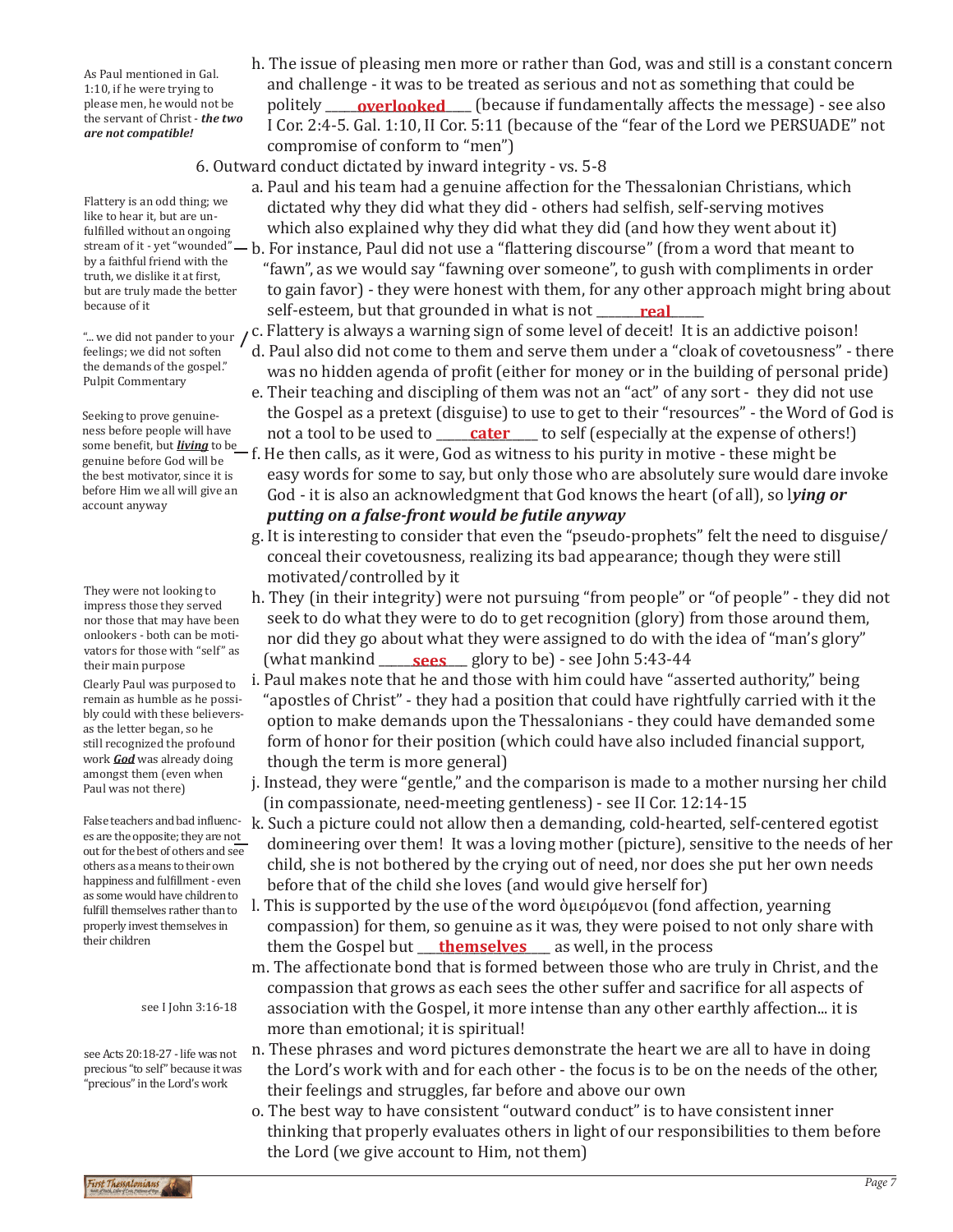h. The issue of pleasing men more or rather than God, was and still is a constant concern and challenge - it was to be treated as serious and not as something that could be politely ______**overlooked**______ (because if fundamentally affects the message) - see also I Cor. 2:4-5. Gal. 1:10, II Cor. 5:11 (because of the "fear of the Lord we PERSUADE" not compromise of conform to "men")

> As Paul mentioned in Gal. 1:10, if he were trying to please men, he would not be the servant of Christ - ***the two are not compatible!***

6. Outward conduct dictated by inward integrity - vs. 5-8

a. Paul and his team had a genuine affection for the Thessalonian Christians, which dictated why they did what they did - others had selfish, self-serving motives which also explained why they did what they did (and how they went about it)

b. For instance, Paul did not use a "flattering discourse" (from a word that meant to "fawn", as we would say "fawning over someone", to gush with compliments in order to gain favor) - they were honest with them, for any other approach might bring about self-esteem, but that grounded in what is not ________**real**________

> Flattery is an odd thing; we like to hear it, but are unfulfilled without an ongoing stream of it - yet "wounded" by a faithful friend with the truth, we dislike it at first, but are truly made the better because of it

c. Flattery is always a warning sign of some level of deceit! It is an addictive poison!

> "... we did not pander to your feelings; we did not soften the demands of the gospel." Pulpit Commentary

d. Paul also did not come to them and serve them under a "cloak of covetousness" - there was no hidden agenda of profit (either for money or in the building of personal pride)

e. Their teaching and discipling of them was not an "act" of any sort - they did not use the Gospel as a pretext (disguise) to use to get to their "resources" - the Word of God is not a tool to be used to ______**cater**______ to self (especially at the expense of others!)

f. He then calls, as it were, God as witness to his purity in motive - these might be easy words for some to say, but only those who are absolutely sure would dare invoke God - it is also an acknowledgment that God knows the heart (of all), so l***ying or putting on a false-front would be futile anyway***

> Seeking to prove genuineness before people will have some benefit, but ***living*** to be genuine before God will be the best motivator, since it is before Him we all will give an account anyway

g. It is interesting to consider that even the "pseudo-prophets" felt the need to disguise/ conceal their covetousness, realizing its bad appearance; though they were still motivated/controlled by it

h. They (in their integrity) were not pursuing "from people" or "of people" - they did not seek to do what they were to do to get recognition (glory) from those around them, nor did they go about what they were assigned to do with the idea of "man's glory" (what mankind ______**sees**______ glory to be) - see John 5:43-44

> They were not looking to impress those they served nor those that may have been onlookers - both can be motivators for those with "self" as their main purpose

i. Paul makes note that he and those with him could have "asserted authority," being "apostles of Christ" - they had a position that could have rightfully carried with it the option to make demands upon the Thessalonians - they could have demanded some form of honor for their position (which could have also included financial support, though the term is more general)

> Clearly Paul was purposed to remain as humble as he possibly could with these believers- as the letter began, so he still recognized the profound work ***God*** was already doing amongst them (even when Paul was not there)

j. Instead, they were "gentle," and the comparison is made to a mother nursing her child (in compassionate, need-meeting gentleness) - see II Cor. 12:14-15

k. Such a picture could not allow then a demanding, cold-hearted, self-centered egotist domineering over them! It was a loving mother (picture), sensitive to the needs of her child, she is not bothered by the crying out of need, nor does she put her own needs before that of the child she loves (and would give herself for)

> False teachers and bad influences are the opposite; they are not out for the best of others and see others as a means to their own happiness and fulfillment - even as some would have children to fulfill themselves rather than to properly invest themselves in their children

l. This is supported by the use of the word ὁμειρόμενοι (fond affection, yearning compassion) for them, so genuine as it was, they were poised to not only share with them the Gospel but ____**themselves**______ as well, in the process

m. The affectionate bond that is formed between those who are truly in Christ, and the compassion that grows as each sees the other suffer and sacrifice for all aspects of association with the Gospel, it more intense than any other earthly affection... it is more than emotional; it is spiritual!

> see I John 3:16-18

n. These phrases and word pictures demonstrate the heart we are all to have in doing the Lord's work with and for each other - the focus is to be on the needs of the other, their feelings and struggles, far before and above our own

> see Acts 20:18-27 - life was not precious "to self" because it was "precious" in the Lord's work

o. The best way to have consistent "outward conduct" is to have consistent inner thinking that properly evaluates others in light of our responsibilities to them before the Lord (we give account to Him, not them)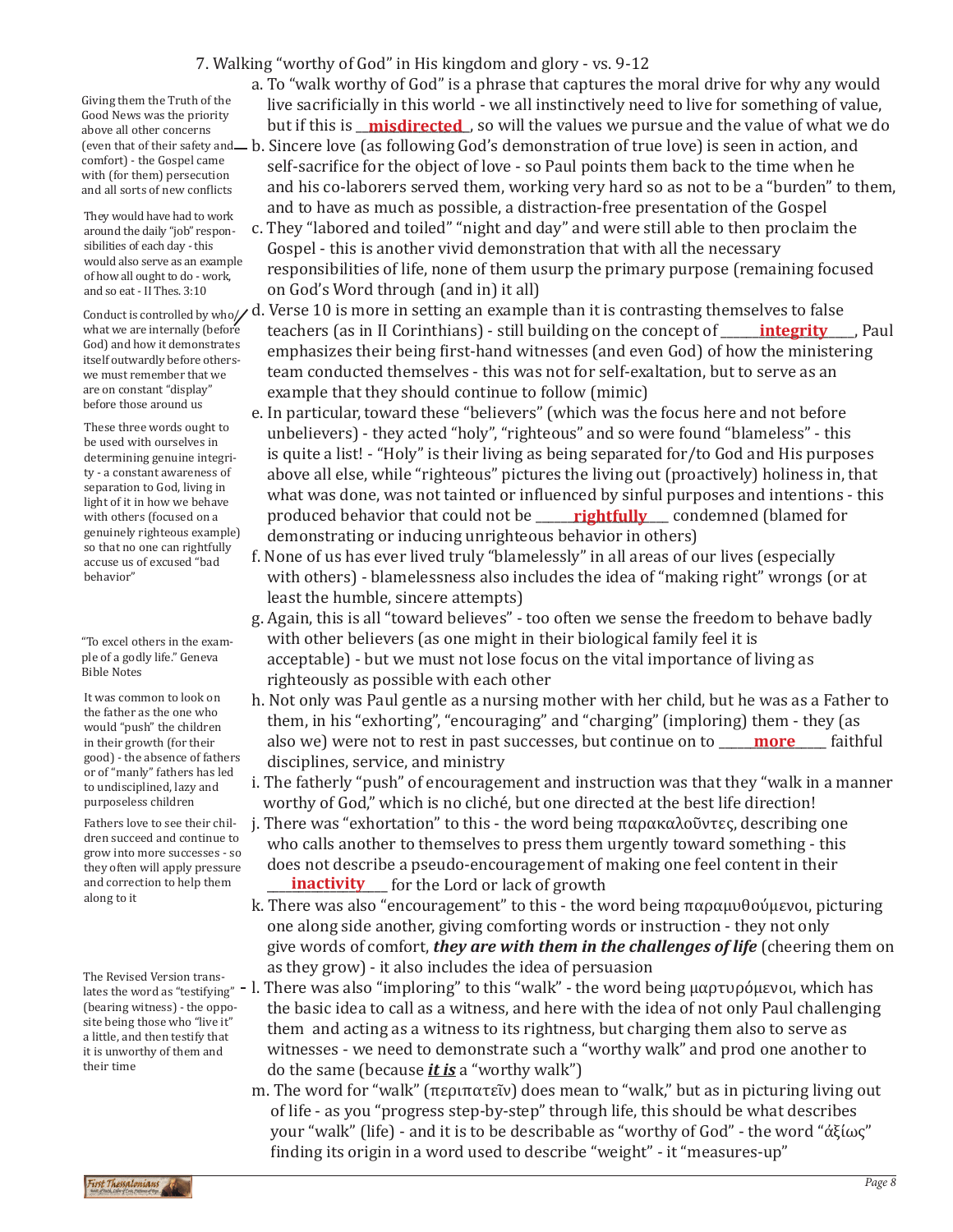7. Walking "worthy of God" in His kingdom and glory - vs. 9-12

a. To "walk worthy of God" is a phrase that captures the moral drive for why any would live sacrificially in this world - we all instinctively need to live for something of value, but if this is __**misdirected**_, so will the values we pursue and the value of what we do

> Giving them the Truth of the Good News was the priority above all other concerns (even that of their safety and comfort) - the Gospel came with (for them) persecution and all sorts of new conflicts

b. Sincere love (as following God's demonstration of true love) is seen in action, and self-sacrifice for the object of love - so Paul points them back to the time when he and his co-laborers served them, working very hard so as not to be a "burden" to them, and to have as much as possible, a distraction-free presentation of the Gospel

c. They "labored and toiled" "night and day" and were still able to then proclaim the Gospel - this is another vivid demonstration that with all the necessary responsibilities of life, none of them usurp the primary purpose (remaining focused on God's Word through (and in) it all)

> They would have had to work around the daily "job" responsibilities of each day - this would also serve as an example of how all ought to do - work, and so eat - II Thes. 3:10

d. Verse 10 is more in setting an example than it is contrasting themselves to false teachers (as in II Corinthians) - still building on the concept of ______**integrity**_____, Paul emphasizes their being first-hand witnesses (and even God) of how the ministering team conducted themselves - this was not for self-exaltation, but to serve as an example that they should continue to follow (mimic)

> Conduct is controlled by who/what we are internally (before God) and how it demonstrates itself outwardly before others - we must remember that we are on constant "display" before those around us

e. In particular, toward these "believers" (which was the focus here and not before unbelievers) - they acted "holy", "righteous" and so were found "blameless" - this is quite a list! - "Holy" is their living as being separated for/to God and His purposes above all else, while "righteous" pictures the living out (proactively) holiness in, that what was done, was not tainted or influenced by sinful purposes and intentions - this produced behavior that could not be ______**rightfully**____ condemned (blamed for demonstrating or inducing unrighteous behavior in others)

> These three words ought to be used with ourselves in determining genuine integrity - a constant awareness of separation to God, living in light of it in how we behave with others (focused on a genuinely righteous example) so that no one can rightfully accuse us of excused "bad behavior"

f. None of us has ever lived truly "blamelessly" in all areas of our lives (especially with others) - blamelessness also includes the idea of "making right" wrongs (or at least the humble, sincere attempts)

g. Again, this is all "toward believes" - too often we sense the freedom to behave badly with other believers (as one might in their biological family feel it is acceptable) - but we must not lose focus on the vital importance of living as righteously as possible with each other

> "To excel others in the example of a godly life." Geneva Bible Notes

h. Not only was Paul gentle as a nursing mother with her child, but he was as a Father to them, in his "exhorting", "encouraging" and "charging" (imploring) them - they (as also we) were not to rest in past successes, but continue on to _____**more**_____ faithful disciplines, service, and ministry

> It was common to look on the father as the one who would "push" the children in their growth (for their good) - the absence of fathers or of "manly" fathers has led to undisciplined, lazy and purposeless children

i. The fatherly "push" of encouragement and instruction was that they "walk in a manner worthy of God," which is no cliché, but one directed at the best life direction!

j. There was "exhortation" to this - the word being παρακαλοῦντες, describing one who calls another to themselves to press them urgently toward something - this does not describe a pseudo-encouragement of making one feel content in their _____**inactivity**______ for the Lord or lack of growth

> Fathers love to see their children succeed and continue to grow into more successes - so they often will apply pressure and correction to help them along to it

k. There was also "encouragement" to this - the word being παραμυθούμενοι, picturing one along side another, giving comforting words or instruction - they not only give words of comfort, ***they are with them in the challenges of life*** (cheering them on as they grow) - it also includes the idea of persuasion

l. There was also "imploring" to this "walk" - the word being μαρτυρόμενοι, which has the basic idea to call as a witness, and here with the idea of not only Paul challenging them and acting as a witness to its rightness, but charging them also to serve as witnesses - we need to demonstrate such a "worthy walk" and prod one another to do the same (because ***it is*** a "worthy walk")

> The Revised Version translates the word as "testifying" (bearing witness) - the opposite being those who "live it" a little, and then testify that it is unworthy of them and their time

m. The word for "walk" (περιπατεῖν) does mean to "walk," but as in picturing living out of life - as you "progress step-by-step" through life, this should be what describes your "walk" (life) - and it is to be describable as "worthy of God" - the word "ἀξίως" finding its origin in a word used to describe "weight" - it "measures-up"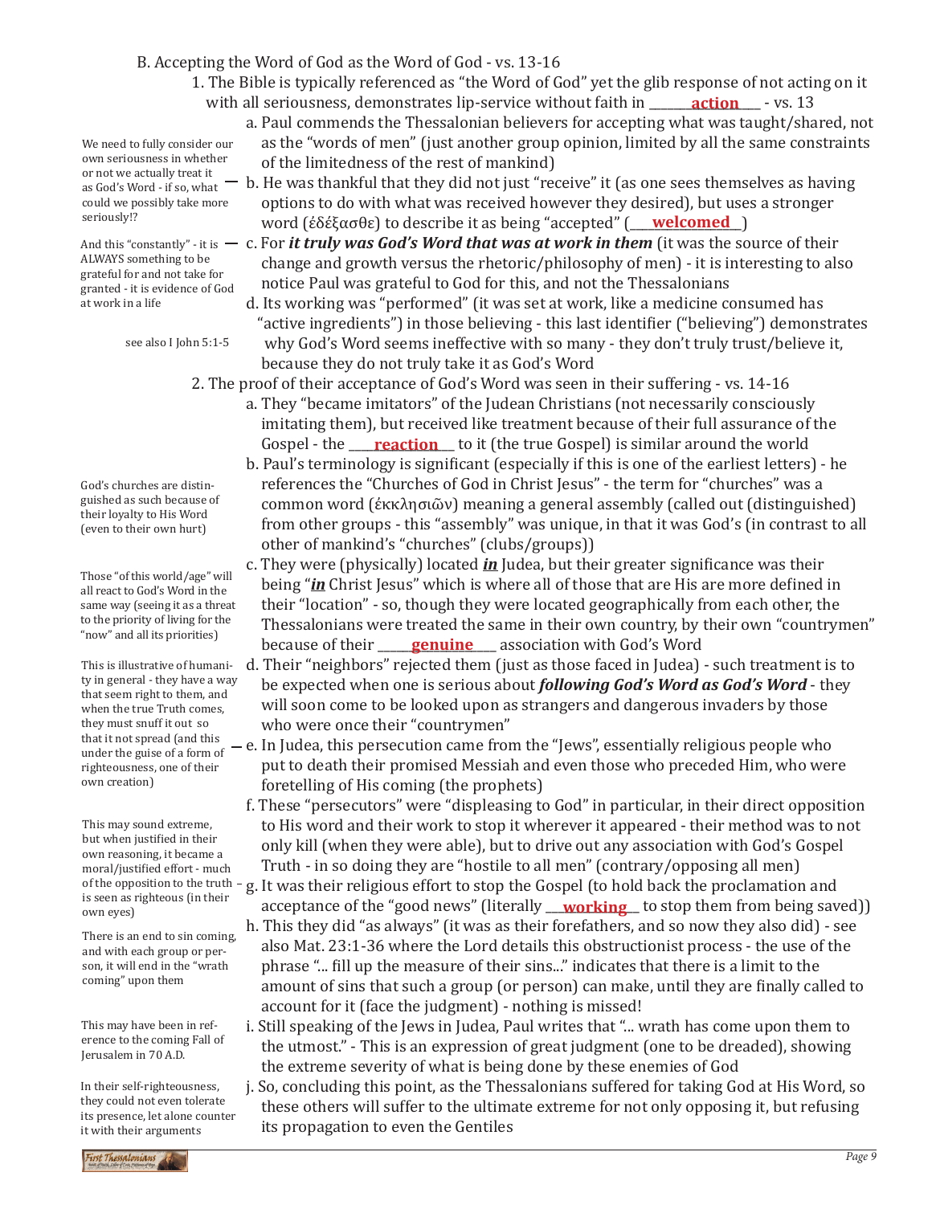B. Accepting the Word of God as the Word of God - vs. 13-16

1. The Bible is typically referenced as "the Word of God" yet the glib response of not acting on it with all seriousness, demonstrates lip-service without faith in ___**action**___ - vs. 13

   a. Paul commends the Thessalonian believers for accepting what was taught/shared, not as the "words of men" (just another group opinion, limited by all the same constraints of the limitedness of the rest of mankind)

   b. He was thankful that they did not just "receive" it (as one sees themselves as having options to do with what was received however they desired), but uses a stronger word (ἐδέξασθε) to describe it as being "accepted" (___**welcomed**___)

   > We need to fully consider our own seriousness in whether or not we actually treat it as God's Word - if so, what could we possibly take more seriously!?

   c. For ***it truly was God's Word that was at work in them*** (it was the source of their change and growth versus the rhetoric/philosophy of men) - it is interesting to also notice Paul was grateful to God for this, and not the Thessalonians

   > And this "constantly" - it is ALWAYS something to be grateful for and not take for granted - it is evidence of God at work in a life

   d. Its working was "performed" (it was set at work, like a medicine consumed has "active ingredients") in those believing - this last identifier ("believing") demonstrates why God's Word seems ineffective with so many - they don't truly trust/believe it, because they do not truly take it as God's Word

   > see also I John 5:1-5

2. The proof of their acceptance of God's Word was seen in their suffering - vs. 14-16

   a. They "became imitators" of the Judean Christians (not necessarily consciously imitating them), but received like treatment because of their full assurance of the Gospel - the ___**reaction**___ to it (the true Gospel) is similar around the world

   b. Paul's terminology is significant (especially if this is one of the earliest letters) - he references the "Churches of God in Christ Jesus" - the term for "churches" was a common word (ἐκκλησιῶν) meaning a general assembly (called out (distinguished) from other groups - this "assembly" was unique, in that it was God's (in contrast to all other of mankind's "churches" (clubs/groups))

   > God's churches are distinguished as such because of their loyalty to His Word (even to their own hurt)

   c. They were (physically) located ***in*** Judea, but their greater significance was their being "***in*** Christ Jesus" which is where all of those that are His are more defined in their "location" - so, though they were located geographically from each other, the Thessalonians were treated the same in their own country, by their own "countrymen" because of their ___**genuine**___ association with God's Word

   > Those "of this world/age" will all react to God's Word in the same way (seeing it as a threat to the priority of living for the "now" and all its priorities)

   d. Their "neighbors" rejected them (just as those faced in Judea) - such treatment is to be expected when one is serious about ***following God's Word as God's Word*** - they will soon come to be looked upon as strangers and dangerous invaders by those who were once their "countrymen"

   e. In Judea, this persecution came from the "Jews", essentially religious people who put to death their promised Messiah and even those who preceded Him, who were foretelling of His coming (the prophets)

   > This is illustrative of humanity in general - they have a way that seem right to them, and when the true Truth comes, they must snuff it out so that it not spread (and this under the guise of a form of righteousness, one of their own creation)

   f. These "persecutors" were "displeasing to God" in particular, in their direct opposition to His word and their work to stop it wherever it appeared - their method was to not only kill (when they were able), but to drive out any association with God's Gospel Truth - in so doing they are "hostile to all men" (contrary/opposing all men)

   g. It was their religious effort to stop the Gospel (to hold back the proclamation and acceptance of the "good news" (literally ___**working**___ to stop them from being saved))

   > This may sound extreme, but when justified in their own reasoning, it became a moral/justified effort - much of the opposition to the truth is seen as righteous (in their own eyes)

   h. This they did "as always" (it was as their forefathers, and so now they also did) - see also Mat. 23:1-36 where the Lord details this obstructionist process - the use of the phrase "... fill up the measure of their sins..." indicates that there is a limit to the amount of sins that such a group (or person) can make, until they are finally called to account for it (face the judgment) - nothing is missed!

   > There is an end to sin coming, and with each group or person, it will end in the "wrath coming" upon them

   i. Still speaking of the Jews in Judea, Paul writes that "... wrath has come upon them to the utmost." - This is an expression of great judgment (one to be dreaded), showing the extreme severity of what is being done by these enemies of God

   > This may have been in reference to the coming Fall of Jerusalem in 70 A.D.

   j. So, concluding this point, as the Thessalonians suffered for taking God at His Word, so these others will suffer to the ultimate extreme for not only opposing it, but refusing its propagation to even the Gentiles

   > In their self-righteousness, they could not even tolerate its presence, let alone counter it with their arguments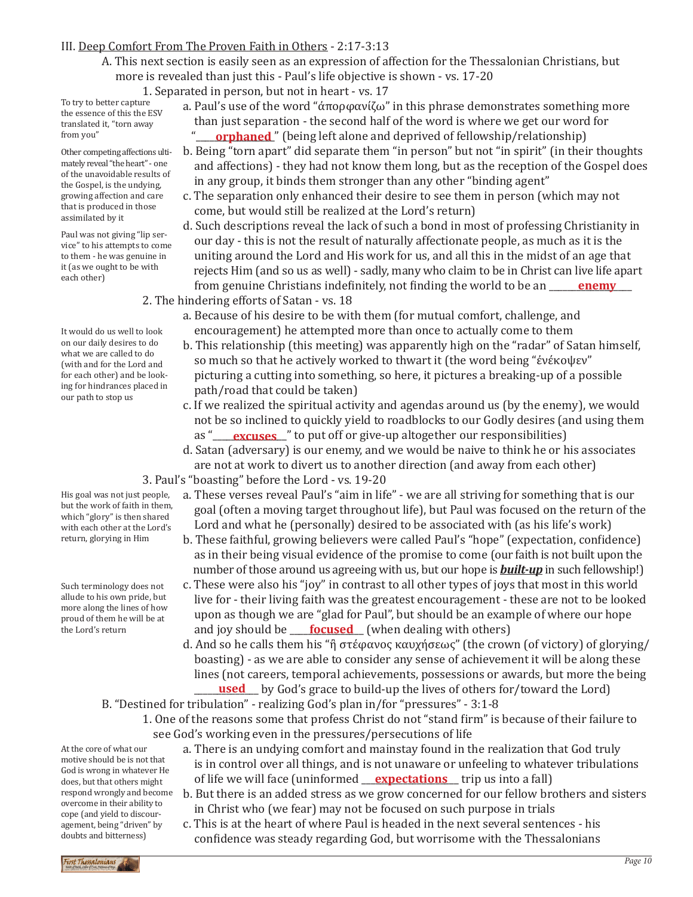III. Deep Comfort From The Proven Faith in Others - 2:17-3:13

A. This next section is easily seen as an expression of affection for the Thessalonian Christians, but more is revealed than just this - Paul's life objective is shown - vs. 17-20

1. Separated in person, but not in heart - vs. 17

To try to better capture the essence of this the ESV translated it, "torn away from you"

a. Paul's use of the word "ἀπορφανίζω" in this phrase demonstrates something more than just separation - the second half of the word is where we get our word for "**orphaned**" (being left alone and deprived of fellowship/relationship)

Other competing affections ultimately reveal "the heart" - one of the unavoidable results of the Gospel, is the undying, growing affection and care that is produced in those assimilated by it

b. Being "torn apart" did separate them "in person" but not "in spirit" (in their thoughts and affections) - they had not know them long, but as the reception of the Gospel does in any group, it binds them stronger than any other "binding agent"

c. The separation only enhanced their desire to see them in person (which may not come, but would still be realized at the Lord's return)

Paul was not giving "lip service" to his attempts to come to them - he was genuine in it (as we ought to be with each other)

d. Such descriptions reveal the lack of such a bond in most of professing Christianity in our day - this is not the result of naturally affectionate people, as much as it is the uniting around the Lord and His work for us, and all this in the midst of an age that rejects Him (and so us as well) - sadly, many who claim to be in Christ can live life apart from genuine Christians indefinitely, not finding the world to be an **enemy**

2. The hindering efforts of Satan - vs. 18

It would do us well to look on our daily desires to do what we are called to do (with and for the Lord and for each other) and be looking for hindrances placed in our path to stop us

a. Because of his desire to be with them (for mutual comfort, challenge, and encouragement) he attempted more than once to actually come to them

b. This relationship (this meeting) was apparently high on the "radar" of Satan himself, so much so that he actively worked to thwart it (the word being "ἐνέκοψεν" picturing a cutting into something, so here, it pictures a breaking-up of a possible path/road that could be taken)

c. If we realized the spiritual activity and agendas around us (by the enemy), we would not be so inclined to quickly yield to roadblocks to our Godly desires (and using them as "**excuses**" to put off or give-up altogether our responsibilities)

d. Satan (adversary) is our enemy, and we would be naive to think he or his associates are not at work to divert us to another direction (and away from each other)

3. Paul's "boasting" before the Lord - vs. 19-20

His goal was not just people, but the work of faith in them, which "glory" is then shared with each other at the Lord's return, glorying in Him

a. These verses reveal Paul's "aim in life" - we are all striving for something that is our goal (often a moving target throughout life), but Paul was focused on the return of the Lord and what he (personally) desired to be associated with (as his life's work)

b. These faithful, growing believers were called Paul's "hope" (expectation, confidence) as in their being visual evidence of the promise to come (our faith is not built upon the number of those around us agreeing with us, but our hope is ***built-up*** in such fellowship!)

Such terminology does not allude to his own pride, but more along the lines of how proud of them he will be at the Lord's return

c. These were also his "joy" in contrast to all other types of joys that most in this world live for - their living faith was the greatest encouragement - these are not to be looked upon as though we are "glad for Paul", but should be an example of where our hope and joy should be **focused** (when dealing with others)

d. And so he calls them his "ἢ στέφανος καυχήσεως" (the crown (of victory) of glorying/boasting) - as we are able to consider any sense of achievement it will be along these lines (not careers, temporal achievements, possessions or awards, but more the being **used** by God's grace to build-up the lives of others for/toward the Lord)

B. "Destined for tribulation" - realizing God's plan in/for "pressures" - 3:1-8

1. One of the reasons some that profess Christ do not "stand firm" is because of their failure to see God's working even in the pressures/persecutions of life

At the core of what our motive should be is not that God is wrong in whatever He does, but that others might respond wrongly and become overcome in their ability to cope (and yield to discouragement, being "driven" by doubts and bitterness)

a. There is an undying comfort and mainstay found in the realization that God truly is in control over all things, and is not unaware or unfeeling to whatever tribulations of life we will face (uninformed **expectations** trip us into a fall)

b. But there is an added stress as we grow concerned for our fellow brothers and sisters in Christ who (we fear) may not be focused on such purpose in trials

c. This is at the heart of where Paul is headed in the next several sentences - his confidence was steady regarding God, but worrisome with the Thessalonians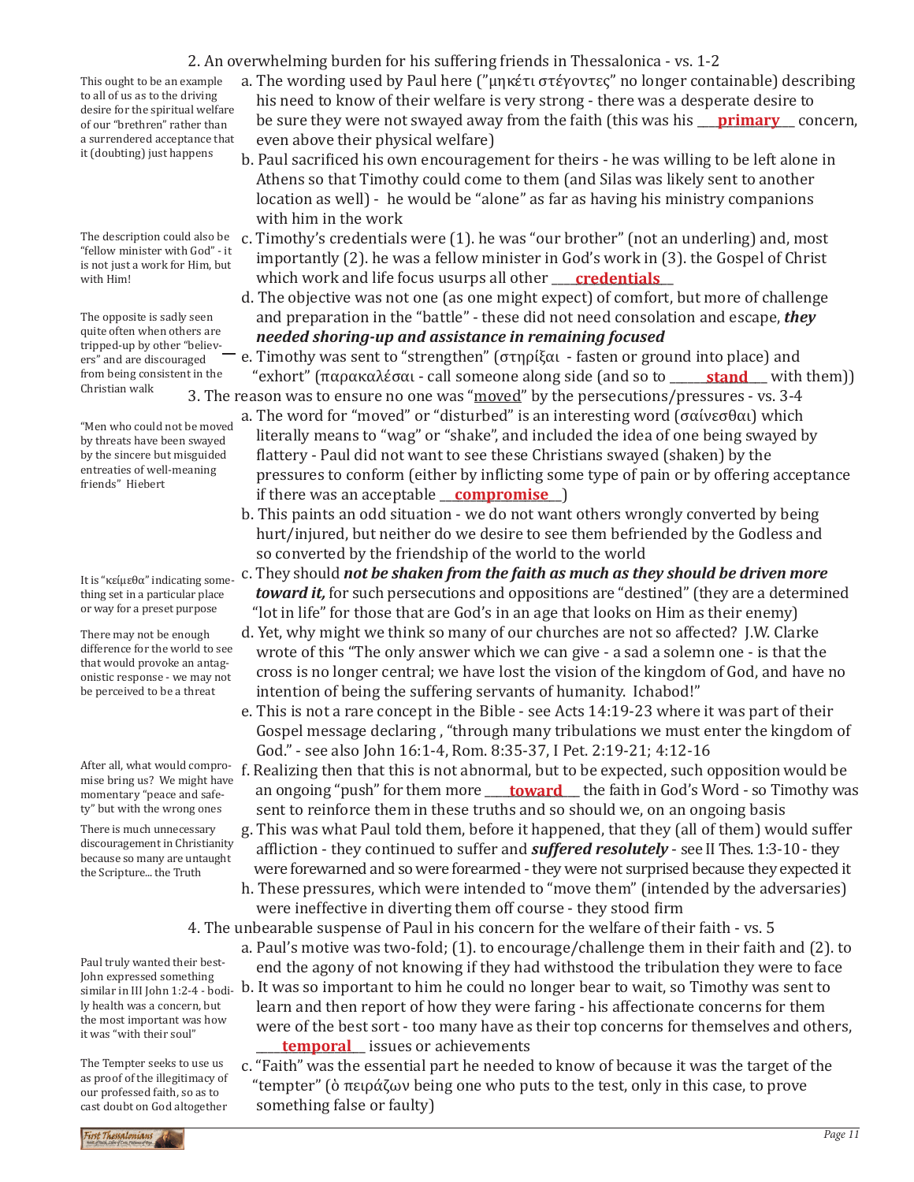2. An overwhelming burden for his suffering friends in Thessalonica - vs. 1-2

> This ought to be an example to all of us as to the driving desire for the spiritual welfare of our "brethren" rather than a surrendered acceptance that it (doubting) just happens

a. The wording used by Paul here ("μηκέτι στέγοντες" no longer containable) describing his need to know of their welfare is very strong - there was a desperate desire to be sure they were not swayed away from the faith (this was his ___**primary**___ concern, even above their physical welfare)

b. Paul sacrificed his own encouragement for theirs - he was willing to be left alone in Athens so that Timothy could come to them (and Silas was likely sent to another location as well) - he would be "alone" as far as having his ministry companions with him in the work

> The description could also be "fellow minister with God" - it is not just a work for Him, but with Him!

c. Timothy's credentials were (1). he was "our brother" (not an underling) and, most importantly (2). he was a fellow minister in God's work in (3). the Gospel of Christ which work and life focus usurps all other ___**credentials**___

d. The objective was not one (as one might expect) of comfort, but more of challenge and preparation in the "battle" - these did not need consolation and escape, ***they needed shoring-up and assistance in remaining focused***

> The opposite is sadly seen quite often when others are tripped-up by other "believers" and are discouraged from being consistent in the Christian walk

e. Timothy was sent to "strengthen" (στηρίξαι - fasten or ground into place) and "exhort" (παρακαλέσαι - call someone along side (and so to ______**stand**___ with them))

3. The reason was to ensure no one was "moved" by the persecutions/pressures - vs. 3-4

> "Men who could not be moved by threats have been swayed by the sincere but misguided entreaties of well-meaning friends" Hiebert

a. The word for "moved" or "disturbed" is an interesting word (σαίνεσθαι) which literally means to "wag" or "shake", and included the idea of one being swayed by flattery - Paul did not want to see these Christians swayed (shaken) by the pressures to conform (either by inflicting some type of pain or by offering acceptance if there was an acceptable __**compromise**__)

b. This paints an odd situation - we do not want others wrongly converted by being hurt/injured, but neither do we desire to see them befriended by the Godless and so converted by the friendship of the world to the world

> It is "κείμεθα" indicating something set in a particular place or way for a preset purpose

c. They should ***not be shaken from the faith as much as they should be driven more toward it,*** for such persecutions and oppositions are "destined" (they are a determined "lot in life" for those that are God's in an age that looks on Him as their enemy)

> There may not be enough difference for the world to see that would provoke an antagonistic response - we may not be perceived to be a threat

d. Yet, why might we think so many of our churches are not so affected? J.W. Clarke wrote of this "The only answer which we can give - a sad a solemn one - is that the cross is no longer central; we have lost the vision of the kingdom of God, and have no intention of being the suffering servants of humanity. Ichabod!"

e. This is not a rare concept in the Bible - see Acts 14:19-23 where it was part of their Gospel message declaring , "through many tribulations we must enter the kingdom of God." - see also John 16:1-4, Rom. 8:35-37, I Pet. 2:19-21; 4:12-16

> After all, what would compromise bring us? We might have momentary "peace and safety" but with the wrong ones

f. Realizing then that this is not abnormal, but to be expected, such opposition would be an ongoing "push" for them more ____**toward**___ the faith in God's Word - so Timothy was sent to reinforce them in these truths and so should we, on an ongoing basis

> There is much unnecessary discouragement in Christianity because so many are untaught the Scripture... the Truth

g. This was what Paul told them, before it happened, that they (all of them) would suffer affliction - they continued to suffer and ***suffered resolutely*** - see II Thes. 1:3-10 - they were forewarned and so were forearmed - they were not surprised because they expected it

h. These pressures, which were intended to "move them" (intended by the adversaries) were ineffective in diverting them off course - they stood firm

4. The unbearable suspense of Paul in his concern for the welfare of their faith - vs. 5

a. Paul's motive was two-fold; (1). to encourage/challenge them in their faith and (2). to end the agony of not knowing if they had withstood the tribulation they were to face

> Paul truly wanted their best- John expressed something similar in III John 1:2-4 - bodily health was a concern, but the most important was how it was "with their soul"

b. It was so important to him he could no longer bear to wait, so Timothy was sent to learn and then report of how they were faring - his affectionate concerns for them were of the best sort - too many have as their top concerns for themselves and others, _____**temporal**___ issues or achievements

> The Tempter seeks to use us as proof of the illegitimacy of our professed faith, so as to cast doubt on God altogether

c. "Faith" was the essential part he needed to know of because it was the target of the "tempter" (ὁ πειράζων being one who puts to the test, only in this case, to prove something false or faulty)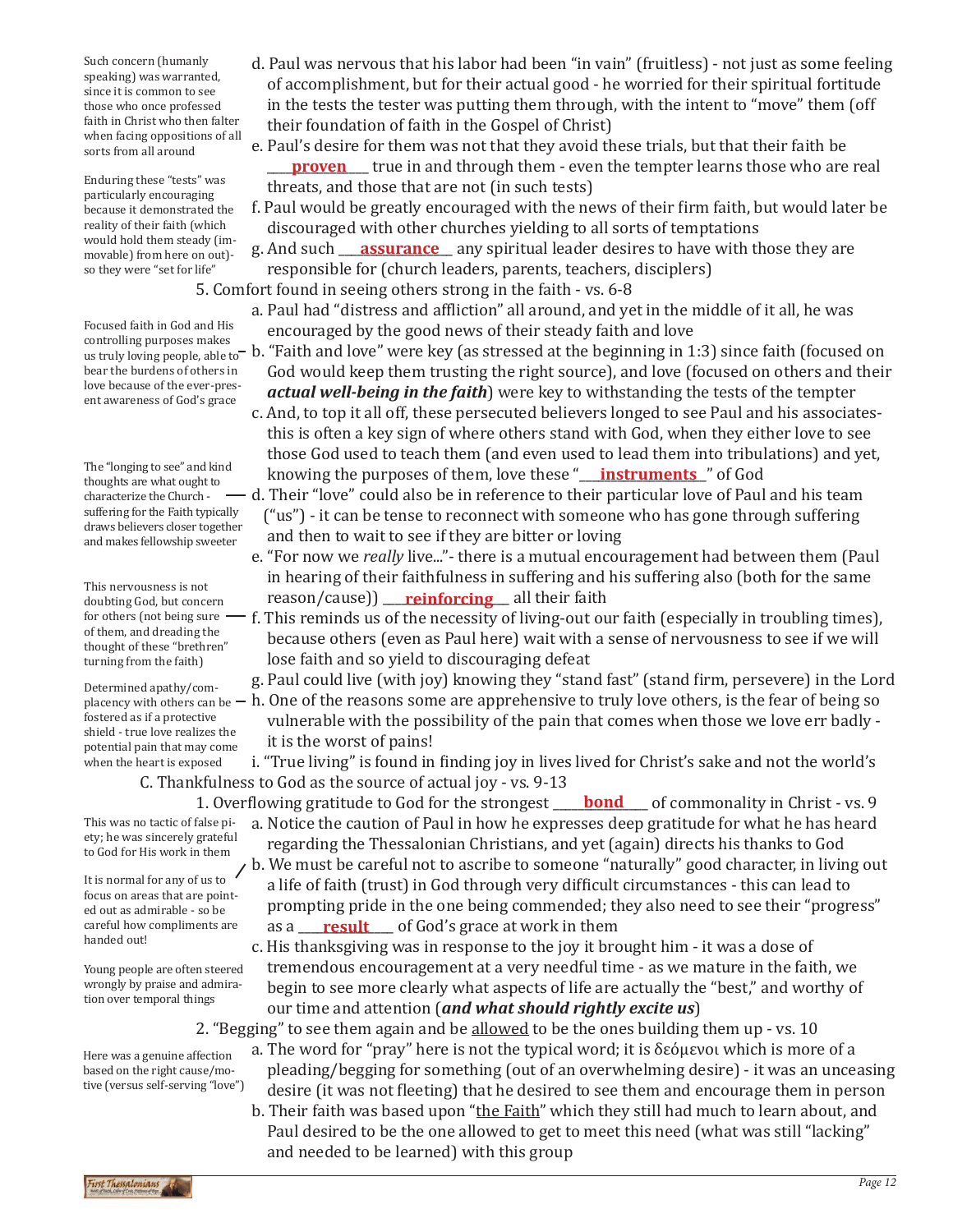d. Paul was nervous that his labor had been "in vain" (fruitless) - not just as some feeling of accomplishment, but for their actual good - he worried for their spiritual fortitude in the tests the tester was putting them through, with the intent to "move" them (off their foundation of faith in the Gospel of Christ)

> Such concern (humanly speaking) was warranted, since it is common to see those who once professed faith in Christ who then falter when facing oppositions of all sorts from all around

e. Paul's desire for them was not that they avoid these trials, but that their faith be ____**proven**____ true in and through them - even the tempter learns those who are real threats, and those that are not (in such tests)

> Enduring these "tests" was particularly encouraging because it demonstrated the reality of their faith (which would hold them steady (immovable) from here on out)- so they were "set for life"

f. Paul would be greatly encouraged with the news of their firm faith, but would later be discouraged with other churches yielding to all sorts of temptations

g. And such ____**assurance**____ any spiritual leader desires to have with those they are responsible for (church leaders, parents, teachers, disciplers)

5. Comfort found in seeing others strong in the faith - vs. 6-8

a. Paul had "distress and affliction" all around, and yet in the middle of it all, he was encouraged by the good news of their steady faith and love

b. "Faith and love" were key (as stressed at the beginning in 1:3) since faith (focused on God would keep them trusting the right source), and love (focused on others and their ***actual well-being in the faith***) were key to withstanding the tests of the tempter

> Focused faith in God and His controlling purposes makes us truly loving people, able to bear the burdens of others in love because of the ever-present awareness of God's grace

c. And, to top it all off, these persecuted believers longed to see Paul and his associates- this is often a key sign of where others stand with God, when they either love to see those God used to teach them (and even used to lead them into tribulations) and yet, knowing the purposes of them, love these "____**instruments**____" of God

d. Their "love" could also be in reference to their particular love of Paul and his team ("us") - it can be tense to reconnect with someone who has gone through suffering and then to wait to see if they are bitter or loving

> The "longing to see" and kind thoughts are what ought to characterize the Church - suffering for the Faith typically draws believers closer together and makes fellowship sweeter

e. "For now we *really* live..."- there is a mutual encouragement had between them (Paul in hearing of their faithfulness in suffering and his suffering also (both for the same reason/cause)) ____**reinforcing**____ all their faith

f. This reminds us of the necessity of living-out our faith (especially in troubling times), because others (even as Paul here) wait with a sense of nervousness to see if we will lose faith and so yield to discouraging defeat

> This nervousness is not doubting God, but concern for others (not being sure of them, and dreading the thought of these "brethren" turning from the faith)

g. Paul could live (with joy) knowing they "stand fast" (stand firm, persevere) in the Lord

h. One of the reasons some are apprehensive to truly love others, is the fear of being so vulnerable with the possibility of the pain that comes when those we love err badly - it is the worst of pains!

> Determined apathy/complacency with others can be fostered as if a protective shield - true love realizes the potential pain that may come when the heart is exposed

i. "True living" is found in finding joy in lives lived for Christ's sake and not the world's

C. Thankfulness to God as the source of actual joy - vs. 9-13

1. Overflowing gratitude to God for the strongest ____**bond**____ of commonality in Christ - vs. 9

a. Notice the caution of Paul in how he expresses deep gratitude for what he has heard regarding the Thessalonian Christians, and yet (again) directs his thanks to God

> This was no tactic of false piety; he was sincerely grateful to God for His work in them

b. We must be careful not to ascribe to someone "naturally" good character, in living out a life of faith (trust) in God through very difficult circumstances - this can lead to prompting pride in the one being commended; they also need to see their "progress" as a ____**result**____ of God's grace at work in them

> It is normal for any of us to focus on areas that are pointed out as admirable - so be careful how compliments are handed out!

c. His thanksgiving was in response to the joy it brought him - it was a dose of tremendous encouragement at a very needful time - as we mature in the faith, we begin to see more clearly what aspects of life are actually the "best," and worthy of our time and attention (***and what should rightly excite us***)

> Young people are often steered wrongly by praise and admiration over temporal things

2. "Begging" to see them again and be <u>allowed</u> to be the ones building them up - vs. 10

a. The word for "pray" here is not the typical word; it is δεόμενοι which is more of a pleading/begging for something (out of an overwhelming desire) - it was an unceasing desire (it was not fleeting) that he desired to see them and encourage them in person

> Here was a genuine affection based on the right cause/motive (versus self-serving "love")

b. Their faith was based upon "<u>the Faith</u>" which they still had much to learn about, and Paul desired to be the one allowed to get to meet this need (what was still "lacking" and needed to be learned) with this group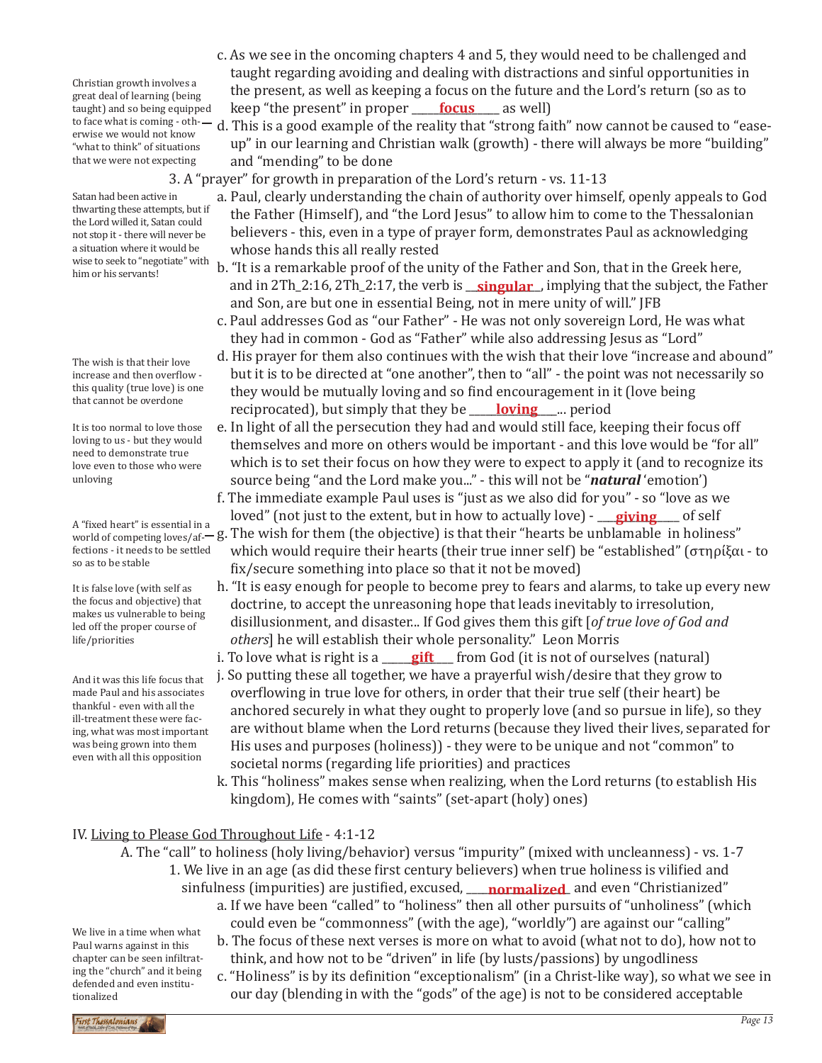Christian growth involves a great deal of learning (being taught) and so being equipped to face what is coming - otherwise we would not know "what to think" of situations that we were not expecting

c. As we see in the oncoming chapters 4 and 5, they would need to be challenged and taught regarding avoiding and dealing with distractions and sinful opportunities in the present, as well as keeping a focus on the future and the Lord's return (so as to keep "the present" in proper ______**focus**______ as well)

d. This is a good example of the reality that "strong faith" now cannot be caused to "ease-up" in our learning and Christian walk (growth) - there will always be more "building" and "mending" to be done

3. A "prayer" for growth in preparation of the Lord's return - vs. 11-13

Satan had been active in thwarting these attempts, but if the Lord willed it, Satan could not stop it - there will never be a situation where it would be wise to seek to "negotiate" with him or his servants!

a. Paul, clearly understanding the chain of authority over himself, openly appeals to God the Father (Himself), and "the Lord Jesus" to allow him to come to the Thessalonian believers - this, even in a type of prayer form, demonstrates Paul as acknowledging whose hands this all really rested

b. "It is a remarkable proof of the unity of the Father and Son, that in the Greek here, and in 2Th_2:16, 2Th_2:17, the verb is __**singular**__, implying that the subject, the Father and Son, are but one in essential Being, not in mere unity of will." JFB

c. Paul addresses God as "our Father" - He was not only sovereign Lord, He was what they had in common - God as "Father" while also addressing Jesus as "Lord"

The wish is that their love increase and then overflow - this quality (true love) is one that cannot be overdone

d. His prayer for them also continues with the wish that their love "increase and abound" but it is to be directed at "one another", then to "all" - the point was not necessarily so they would be mutually loving and so find encouragement in it (love being reciprocated), but simply that they be _____**loving**_____... period

It is too normal to love those loving to us - but they would need to demonstrate true love even to those who were unloving

e. In light of all the persecution they had and would still face, keeping their focus off themselves and more on others would be important - and this love would be "for all" which is to set their focus on how they were to expect to apply it (and to recognize its source being "and the Lord make you..." - this will not be "***natural*** 'emotion')

f. The immediate example Paul uses is "just as we also did for you" - so "love as we loved" (not just to the extent, but in how to actually love) - ___**giving**____ of self

A "fixed heart" is essential in a world of competing loves/affections - it needs to be settled so as to be stable

g. The wish for them (the objective) is that their "hearts be unblamable in holiness" which would require their hearts (their true inner self) be "established" (στηρίξαι - to fix/secure something into place so that it not be moved)

It is false love (with self as the focus and objective) that makes us vulnerable to being led off the proper course of life/priorities

h. "It is easy enough for people to become prey to fears and alarms, to take up every new doctrine, to accept the unreasoning hope that leads inevitably to irresolution, disillusionment, and disaster... If God gives them this gift [*of true love of God and others*] he will establish their whole personality." Leon Morris

i. To love what is right is a _____**gift**____ from God (it is not of ourselves (natural)

And it was this life focus that made Paul and his associates thankful - even with all the ill-treatment these were facing, what was most important was being grown into them even with all this opposition

j. So putting these all together, we have a prayerful wish/desire that they grow to overflowing in true love for others, in order that their true self (their heart) be anchored securely in what they ought to properly love (and so pursue in life), so they are without blame when the Lord returns (because they lived their lives, separated for His uses and purposes (holiness)) - they were to be unique and not "common" to societal norms (regarding life priorities) and practices

k. This "holiness" makes sense when realizing, when the Lord returns (to establish His kingdom), He comes with "saints" (set-apart (holy) ones)

## IV. Living to Please God Throughout Life - 4:1-12

A. The "call" to holiness (holy living/behavior) versus "impurity" (mixed with uncleanness) - vs. 1-7

1. We live in an age (as did these first century believers) when true holiness is vilified and sinfulness (impurities) are justified, excused, ____**normalized**__ and even "Christianized"

We live in a time when what Paul warns against in this chapter can be seen infiltrating the "church" and it being defended and even institutionalized

a. If we have been "called" to "holiness" then all other pursuits of "unholiness" (which could even be "commonness" (with the age), "worldly") are against our "calling"

b. The focus of these next verses is more on what to avoid (what not to do), how not to think, and how not to be "driven" in life (by lusts/passions) by ungodliness

c. "Holiness" is by its definition "exceptionalism" (in a Christ-like way), so what we see in our day (blending in with the "gods" of the age) is not to be considered acceptable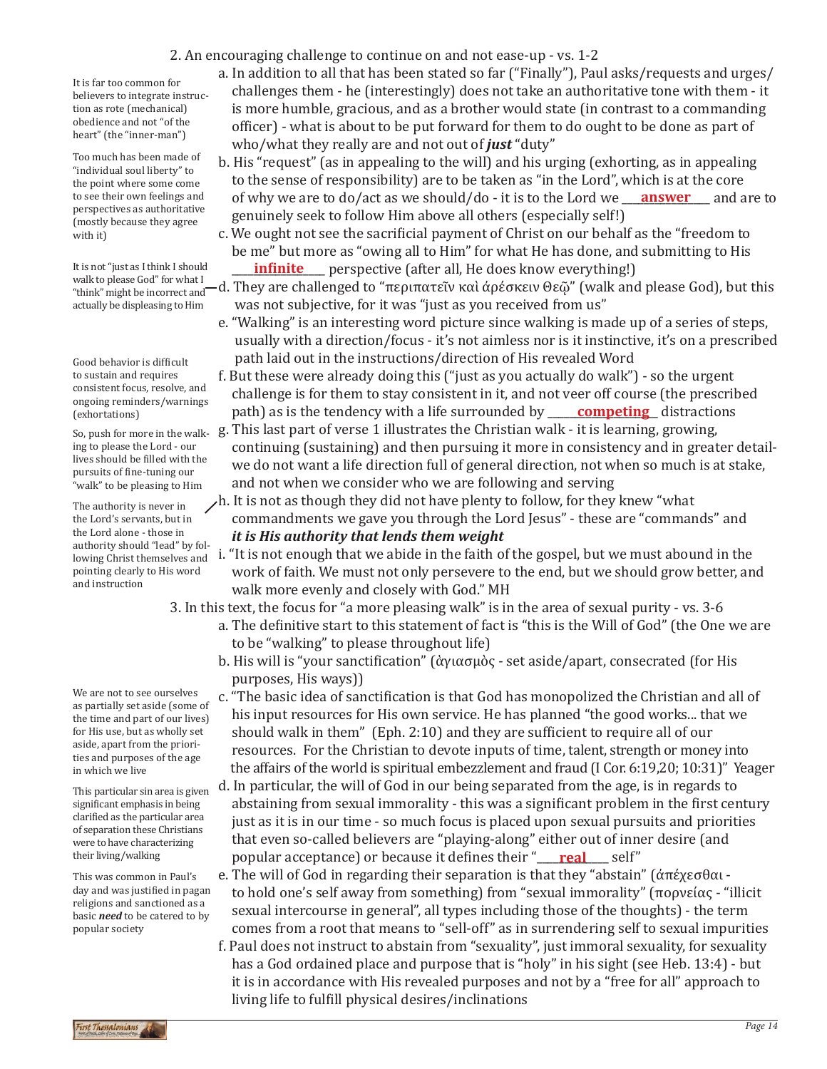2. An encouraging challenge to continue on and not ease-up - vs. 1-2

It is far too common for believers to integrate instruction as rote (mechanical) obedience and not "of the heart" (the "inner-man")

a. In addition to all that has been stated so far ("Finally"), Paul asks/requests and urges/challenges them - he (interestingly) does not take an authoritative tone with them - it is more humble, gracious, and as a brother would state (in contrast to a commanding officer) - what is about to be put forward for them to do ought to be done as part of who/what they really are and not out of ***just*** "duty"

Too much has been made of "individual soul liberty" to the point where some come to see their own feelings and perspectives as authoritative (mostly because they agree with it)

b. His "request" (as in appealing to the will) and his urging (exhorting, as in appealing to the sense of responsibility) are to be taken as "in the Lord", which is at the core of why we are to do/act as we should/do - it is to the Lord we ___**answer**___ and are to genuinely seek to follow Him above all others (especially self!)

c. We ought not see the sacrificial payment of Christ on our behalf as the "freedom to be me" but more as "owing all to Him" for what He has done, and submitting to His ____**infinite**____ perspective (after all, He does know everything!)

It is not "just as I think I should walk to please God" for what I "think" might be incorrect and actually be displeasing to Him

d. They are challenged to "περιπατεῖν καὶ ἀρέσκειν Θεῷ" (walk and please God), but this was not subjective, for it was "just as you received from us"

e. "Walking" is an interesting word picture since walking is made up of a series of steps, usually with a direction/focus - it's not aimless nor is it instinctive, it's on a prescribed path laid out in the instructions/direction of His revealed Word

Good behavior is difficult to sustain and requires consistent focus, resolve, and ongoing reminders/warnings (exhortations)

f. But these were already doing this ("just as you actually do walk") - so the urgent challenge is for them to stay consistent in it, and not veer off course (the prescribed path) as is the tendency with a life surrounded by _____**competing**_ distractions

So, push for more in the walking to please the Lord - our lives should be filled with the pursuits of fine-tuning our "walk" to be pleasing to Him

g. This last part of verse 1 illustrates the Christian walk - it is learning, growing, continuing (sustaining) and then pursuing it more in consistency and in greater detail- we do not want a life direction full of general direction, not when so much is at stake, and not when we consider who we are following and serving

The authority is never in the Lord's servants, but in the Lord alone - those in authority should "lead" by following Christ themselves and pointing clearly to His word and instruction

h. It is not as though they did not have plenty to follow, for they knew "what commandments we gave you through the Lord Jesus" - these are "commands" and ***it is His authority that lends them weight***

i. "It is not enough that we abide in the faith of the gospel, but we must abound in the work of faith. We must not only persevere to the end, but we should grow better, and walk more evenly and closely with God." MH

3. In this text, the focus for "a more pleasing walk" is in the area of sexual purity - vs. 3-6

a. The definitive start to this statement of fact is "this is the Will of God" (the One we are to be "walking" to please throughout life)

b. His will is "your sanctification" (ἁγιασμὸς - set aside/apart, consecrated (for His purposes, His ways))

We are not to see ourselves as partially set aside (some of the time and part of our lives) for His use, but as wholly set aside, apart from the priorities and purposes of the age in which we live

c. "The basic idea of sanctification is that God has monopolized the Christian and all of his input resources for His own service. He has planned "the good works... that we should walk in them" (Eph. 2:10) and they are sufficient to require all of our resources. For the Christian to devote inputs of time, talent, strength or money into the affairs of the world is spiritual embezzlement and fraud (I Cor. 6:19,20; 10:31)" Yeager

This particular sin area is given significant emphasis in being clarified as the particular area of separation these Christians were to have characterizing their living/walking

d. In particular, the will of God in our being separated from the age, is in regards to abstaining from sexual immorality - this was a significant problem in the first century just as it is in our time - so much focus is placed upon sexual pursuits and priorities that even so-called believers are "playing-along" either out of inner desire (and popular acceptance) or because it defines their "____**real**____ self"

This was common in Paul's day and was justified in pagan religions and sanctioned as a basic ***need*** to be catered to by popular society

e. The will of God in regarding their separation is that they "abstain" (ἀπέχεσθαι - to hold one's self away from something) from "sexual immorality" (πορνείας - "illicit sexual intercourse in general", all types including those of the thoughts) - the term comes from a root that means to "sell-off" as in surrendering self to sexual impurities

f. Paul does not instruct to abstain from "sexuality", just immoral sexuality, for sexuality has a God ordained place and purpose that is "holy" in his sight (see Heb. 13:4) - but it is in accordance with His revealed purposes and not by a "free for all" approach to living life to fulfill physical desires/inclinations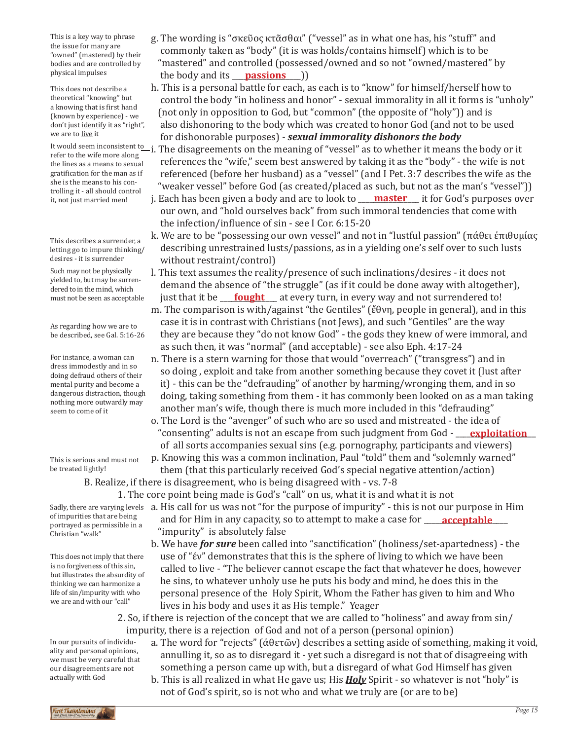g. The wording is "σκεῦος κτᾶσθαι" ("vessel" as in what one has, his "stuff" and commonly taken as "body" (it is was holds/contains himself) which is to be "mastered" and controlled (possessed/owned and so not "owned/mastered" by the body and its ___**passions**___))

*This is a key way to phrase the issue for many are "owned" (mastered) by their bodies and are controlled by physical impulses*

h. This is a personal battle for each, as each is to "know" for himself/herself how to control the body "in holiness and honor" - sexual immorality in all it forms is "unholy" (not only in opposition to God, but "common" (the opposite of "holy")) and is also dishonoring to the body which was created to honor God (and not to be used for dishonorable purposes) - ***sexual immorality dishonors the body***

*This does not describe a theoretical "knowing" but a knowing that is first hand (known by experience) - we don't just identify it as "right", we are to live it*

i. The disagreements on the meaning of "vessel" as to whether it means the body or it references the "wife," seem best answered by taking it as the "body" - the wife is not referenced (before her husband) as a "vessel" (and I Pet. 3:7 describes the wife as the "weaker vessel" before God (as created/placed as such, but not as the man's "vessel"))

*It would seem inconsistent to refer to the wife more along the lines as a means to sexual gratification for the man as if she is the means to his controlling it - all should control it, not just married men!*

j. Each has been given a body and are to look to ___**master**___ it for God's purposes over our own, and "hold ourselves back" from such immoral tendencies that come with the infection/influence of sin - see I Cor. 6:15-20

k. We are to be "possessing our own vessel" and not in "lustful passion" (πάθει ἐπιθυμίας describing unrestrained lusts/passions, as in a yielding one's self over to such lusts without restraint/control)

*This describes a surrender, a letting go to impure thinking/desires - it is surrender*

l. This text assumes the reality/presence of such inclinations/desires - it does not demand the absence of "the struggle" (as if it could be done away with altogether), just that it be ___**fought**___ at every turn, in every way and not surrendered to!

*Such may not be physically yielded to, but may be surrendered to in the mind, which must not be seen as acceptable*

m. The comparison is with/against "the Gentiles" (ἔθνη, people in general), and in this case it is in contrast with Christians (not Jews), and such "Gentiles" are the way they are because they "do not know God" - the gods they knew of were immoral, and as such then, it was "normal" (and acceptable) - see also Eph. 4:17-24

*As regarding how we are to be described, see Gal. 5:16-26*

n. There is a stern warning for those that would "overreach" ("transgress") and in so doing , exploit and take from another something because they covet it (lust after it) - this can be the "defrauding" of another by harming/wronging them, and in so doing, taking something from them - it has commonly been looked on as a man taking another man's wife, though there is much more included in this "defrauding"

*For instance, a woman can dress immodestly and in so doing defraud others of their mental purity and become a dangerous distraction, though nothing more outwardly may seem to come of it*

o. The Lord is the "avenger" of such who are so used and mistreated - the idea of "consenting" adults is not an escape from such judgment from God - ___**exploitation**___ of all sorts accompanies sexual sins (e.g. pornography, participants and viewers)

p. Knowing this was a common inclination, Paul "told" them and "solemnly warned" them (that this particularly received God's special negative attention/action)

*This is serious and must not be treated lightly!*

B. Realize, if there is disagreement, who is being disagreed with - vs. 7-8

1. The core point being made is God's "call" on us, what it is and what it is not

a. His call for us was not "for the purpose of impurity" - this is not our purpose in Him and for Him in any capacity, so to attempt to make a case for ___**acceptable**___ "impurity" is absolutely false

*Sadly, there are varying levels of impurities that are being portrayed as permissible in a Christian "walk"*

b. We have ***for sure*** been called into "sanctification" (holiness/set-apartedness) - the use of "ἐν" demonstrates that this is the sphere of living to which we have been called to live - "The believer cannot escape the fact that whatever he does, however he sins, to whatever unholy use he puts his body and mind, he does this in the personal presence of the Holy Spirit, Whom the Father has given to him and Who lives in his body and uses it as His temple." Yeager

*This does not imply that there is no forgiveness of this sin, but illustrates the absurdity of thinking we can harmonize a life of sin/impurity with who we are and with our "call"*

2. So, if there is rejection of the concept that we are called to "holiness" and away from sin/impurity, there is a rejection of God and not of a person (personal opinion)

a. The word for "rejects" (ἀθετῶν) describes a setting aside of something, making it void, annulling it, so as to disregard it - yet such a disregard is not that of disagreeing with something a person came up with, but a disregard of what God Himself has given

*In our pursuits of individuality and personal opinions, we must be very careful that our disagreements are not actually with God*

b. This is all realized in what He gave us; His ***Holy*** Spirit - so whatever is not "holy" is not of God's spirit, so is not who and what we truly are (or are to be)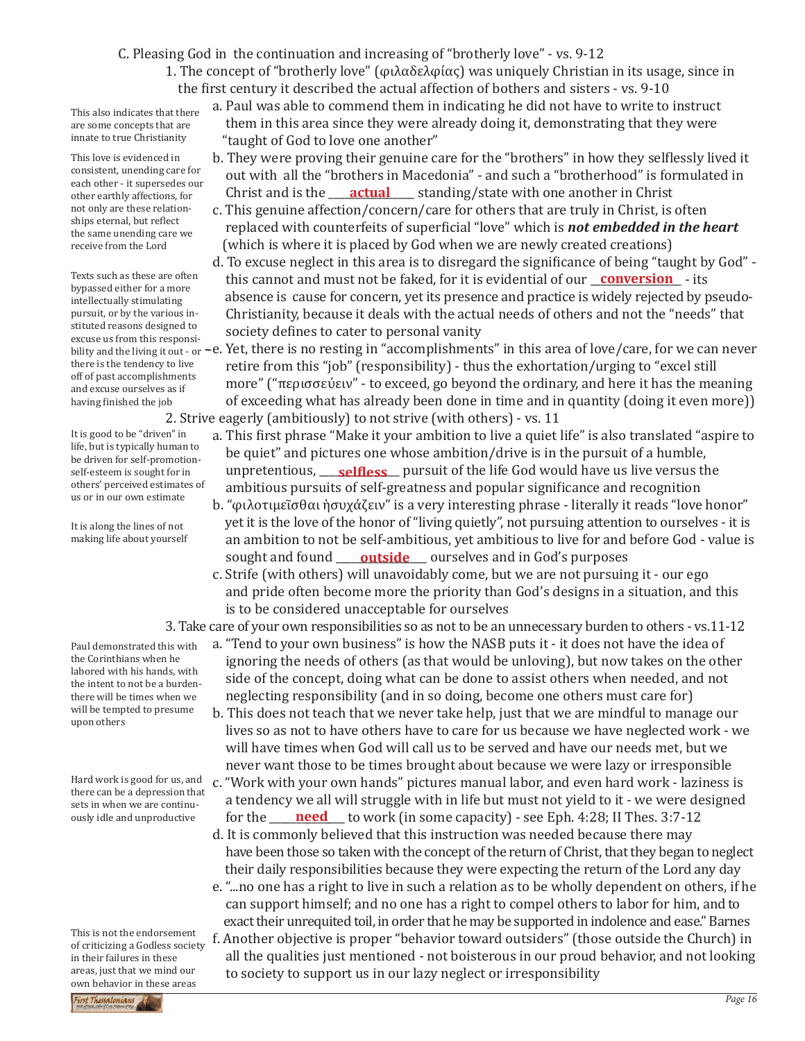C. Pleasing God in the continuation and increasing of "brotherly love" - vs. 9-12

1. The concept of "brotherly love" (φιλαδελφίας) was uniquely Christian in its usage, since in the first century it described the actual affection of bothers and sisters - vs. 9-10

This also indicates that there are some concepts that are innate to true Christianity

a. Paul was able to commend them in indicating he did not have to write to instruct them in this area since they were already doing it, demonstrating that they were "taught of God to love one another"

This love is evidenced in consistent, unending care for each other - it supersedes our other earthly affections, for not only are these relationships eternal, but reflect the same unending care we receive from the Lord

b. They were proving their genuine care for the "brothers" in how they selflessly lived it out with all the "brothers in Macedonia" - and such a "brotherhood" is formulated in Christ and is the ____**actual**____ standing/state with one another in Christ

c. This genuine affection/concern/care for others that are truly in Christ, is often replaced with counterfeits of superficial "love" which is ***not embedded in the heart*** (which is where it is placed by God when we are newly created creations)

Texts such as these are often bypassed either for a more intellectually stimulating pursuit, or by the various instituted reasons designed to excuse us from this responsibility and the living it out - or there is the tendency to live off of past accomplishments and excuse ourselves as if having finished the job

d. To excuse neglect in this area is to disregard the significance of being "taught by God" - this cannot and must not be faked, for it is evidential of our __**conversion**__ - its absence is cause for concern, yet its presence and practice is widely rejected by pseudo-Christianity, because it deals with the actual needs of others and not the "needs" that society defines to cater to personal vanity

e. Yet, there is no resting in "accomplishments" in this area of love/care, for we can never retire from this "job" (responsibility) - thus the exhortation/urging to "excel still more" ("περισσεύειν" - to exceed, go beyond the ordinary, and here it has the meaning of exceeding what has already been done in time and in quantity (doing it even more))

2. Strive eagerly (ambitiously) to not strive (with others) - vs. 11

It is good to be "driven" in life, but is typically human to be driven for self-promotion-self-esteem is sought for in others' perceived estimates of us or in our own estimate

a. This first phrase "Make it your ambition to live a quiet life" is also translated "aspire to be quiet" and pictures one whose ambition/drive is in the pursuit of a humble, unpretentious, ____**selfless**____ pursuit of the life God would have us live versus the ambitious pursuits of self-greatness and popular significance and recognition

It is along the lines of not making life about yourself

b. "φιλοτιμεῖσθαι ἡσυχάζειν" is a very interesting phrase - literally it reads "love honor" yet it is the love of the honor of "living quietly", not pursuing attention to ourselves - it is an ambition to not be self-ambitious, yet ambitious to live for and before God - value is sought and found _____**outside**_____ ourselves and in God's purposes

c. Strife (with others) will unavoidably come, but we are not pursuing it - our ego and pride often become more the priority than God's designs in a situation, and this is to be considered unacceptable for ourselves

3. Take care of your own responsibilities so as not to be an unnecessary burden to others - vs.11-12

Paul demonstrated this with the Corinthians when he labored with his hands, with the intent to not be a burden-there will be times when we will be tempted to presume upon others

a. "Tend to your own business" is how the NASB puts it - it does not have the idea of ignoring the needs of others (as that would be unloving), but now takes on the other side of the concept, doing what can be done to assist others when needed, and not neglecting responsibility (and in so doing, become one others must care for)

b. This does not teach that we never take help, just that we are mindful to manage our lives so as not to have others have to care for us because we have neglected work - we will have times when God will call us to be served and have our needs met, but we never want those to be times brought about because we were lazy or irresponsible

Hard work is good for us, and there can be a depression that sets in when we are continuously idle and unproductive

c. "Work with your own hands" pictures manual labor, and even hard work - laziness is a tendency we all will struggle with in life but must not yield to it - we were designed for the _____**need**____ to work (in some capacity) - see Eph. 4:28; II Thes. 3:7-12

d. It is commonly believed that this instruction was needed because there may have been those so taken with the concept of the return of Christ, that they began to neglect their daily responsibilities because they were expecting the return of the Lord any day

e. "...no one has a right to live in such a relation as to be wholly dependent on others, if he can support himself; and no one has a right to compel others to labor for him, and to exact their unrequited toil, in order that he may be supported in indolence and ease." Barnes

This is not the endorsement of criticizing a Godless society in their failures in these areas, just that we mind our own behavior in these areas

f. Another objective is proper "behavior toward outsiders" (those outside the Church) in all the qualities just mentioned - not boisterous in our proud behavior, and not looking to society to support us in our lazy neglect or irresponsibility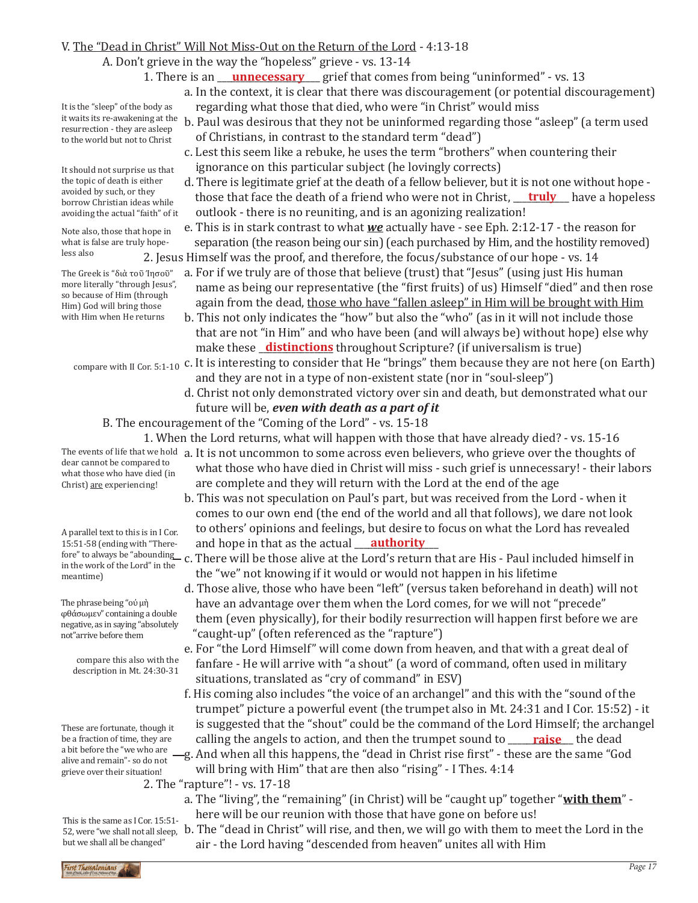V. <u>The "Dead in Christ" Will Not Miss-Out on the Return of the Lord</u> - 4:13-18

A. Don't grieve in the way the "hopeless" grieve - vs. 13-14

1. There is an ___**unnecessary**___ grief that comes from being "uninformed" - vs. 13

a. In the context, it is clear that there was discouragement (or potential discouragement) regarding what those that died, who were "in Christ" would miss

b. Paul was desirous that they not be uninformed regarding those "asleep" (a term used of Christians, in contrast to the standard term "dead")

> It is the "sleep" of the body as it waits its re-awakening at the resurrection - they are asleep to the world but not to Christ

c. Lest this seem like a rebuke, he uses the term "brothers" when countering their ignorance on this particular subject (he lovingly corrects)

d. There is legitimate grief at the death of a fellow believer, but it is not one without hope - those that face the death of a friend who were not in Christ, ___**truly**___ have a hopeless outlook - there is no reuniting, and is an agonizing realization!

> It should not surprise us that the topic of death is either avoided by such, or they borrow Christian ideas while avoiding the actual "faith" of it

> Note also, those that hope in what is false are truly hopeless also

e. This is in stark contrast to what ***we*** actually have - see Eph. 2:12-17 - the reason for separation (the reason being our sin) (each purchased by Him, and the hostility removed)

2. Jesus Himself was the proof, and therefore, the focus/substance of our hope - vs. 14

a. For if we truly are of those that believe (trust) that "Jesus" (using just His human name as being our representative (the "first fruits) of us) Himself "died" and then rose again from the dead, <u>those who have "fallen asleep" in Him will be brought with Him</u>

> The Greek is "διὰ τοῦ Ἰησοῦ" more literally "through Jesus", so because of Him (through Him) God will bring those with Him when He returns

b. This not only indicates the "how" but also the "who" (as in it will not include those that are not "in Him" and who have been (and will always be) without hope) else why make these ___**distinctions**___ throughout Scripture? (if universalism is true)

c. It is interesting to consider that He "brings" them because they are not here (on Earth) and they are not in a type of non-existent state (nor in "soul-sleep")

> compare with II Cor. 5:1-10

d. Christ not only demonstrated victory over sin and death, but demonstrated what our future will be, ***even with death as a part of it***

B. The encouragement of the "Coming of the Lord" - vs. 15-18

1. When the Lord returns, what will happen with those that have already died? - vs. 15-16

a. It is not uncommon to some across even believers, who grieve over the thoughts of what those who have died in Christ will miss - such grief is unnecessary! - their labors are complete and they will return with the Lord at the end of the age

> The events of life that we hold dear cannot be compared to what those who have died (in Christ) <u>are</u> experiencing!

b. This was not speculation on Paul's part, but was received from the Lord - when it comes to our own end (the end of the world and all that follows), we dare not look to others' opinions and feelings, but desire to focus on what the Lord has revealed and hope in that as the actual ___**authority**___

> A parallel text to this is in I Cor. 15:51-58 (ending with "Therefore" to always be "abounding in the work of the Lord" in the meantime)

c. There will be those alive at the Lord's return that are His - Paul included himself in the "we" not knowing if it would or would not happen in his lifetime

d. Those alive, those who have been "left" (versus taken beforehand in death) will not have an advantage over them when the Lord comes, for we will not "precede" them (even physically), for their bodily resurrection will happen first before we are "caught-up" (often referenced as the "rapture")

> The phrase being "οὐ μὴ φθάσωμεν" containing a double negative, as in saying "absolutely not" arrive before them

e. For "the Lord Himself" will come down from heaven, and that with a great deal of fanfare - He will arrive with "a shout" (a word of command, often used in military situations, translated as "cry of command" in ESV)

> compare this also with the description in Mt. 24:30-31

f. His coming also includes "the voice of an archangel" and this with the "sound of the trumpet" picture a powerful event (the trumpet also in Mt. 24:31 and I Cor. 15:52) - it is suggested that the "shout" could be the command of the Lord Himself; the archangel calling the angels to action, and then the trumpet sound to ___**raise**___ the dead

g. And when all this happens, the "dead in Christ rise first" - these are the same "God will bring with Him" that are then also "rising" - I Thes. 4:14

> These are fortunate, though it be a fraction of time, they are a bit before the "we who are alive and remain" - so do not grieve over their situation!

2. The "rapture"! - vs. 17-18

a. The "living", the "remaining" (in Christ) will be "caught up" together "**<u>with them</u>**" - here will be our reunion with those that have gone on before us!

b. The "dead in Christ" will rise, and then, we will go with them to meet the Lord in the air - the Lord having "descended from heaven" unites all with Him

> This is the same as I Cor. 15:51-52, were "we shall not all sleep, but we shall all be changed"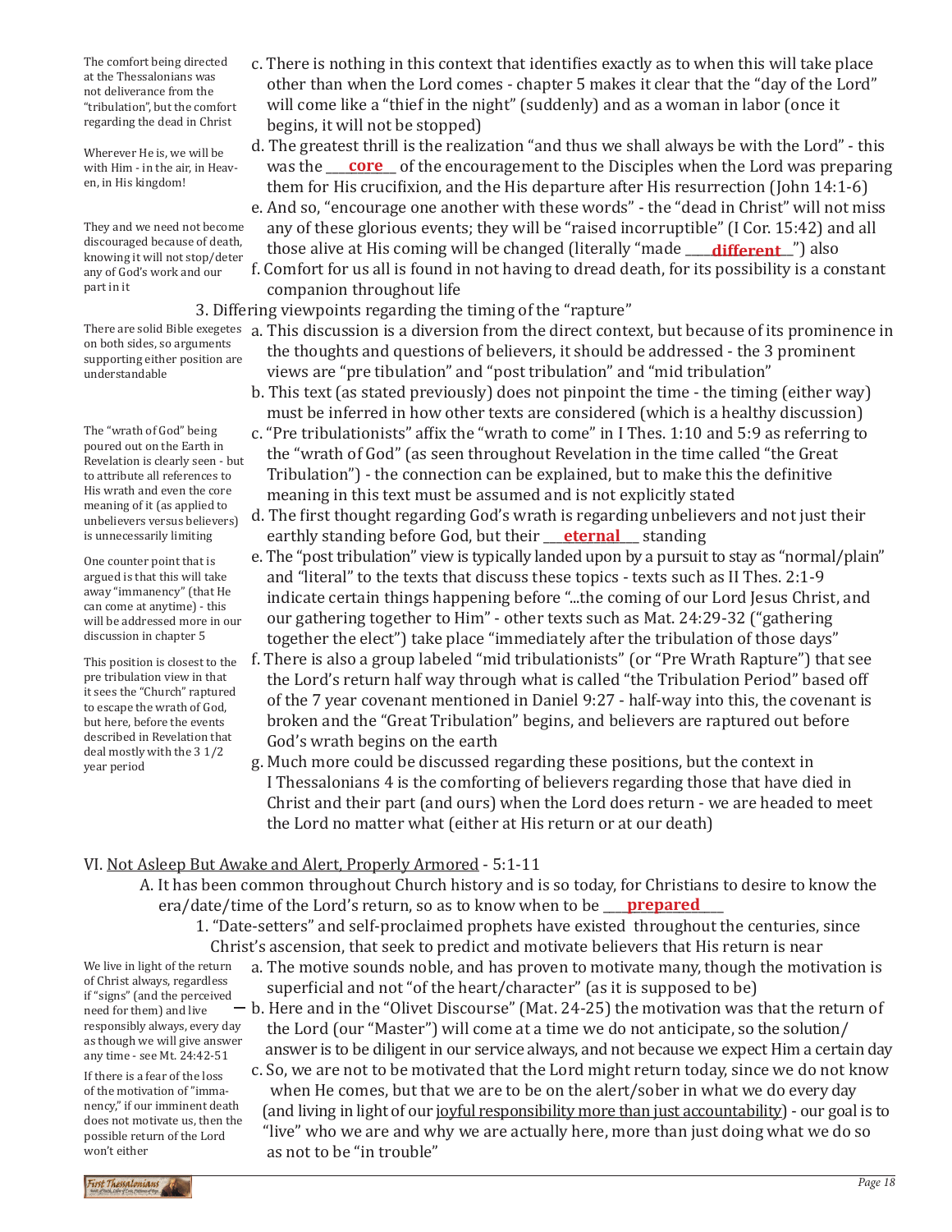> The comfort being directed at the Thessalonians was not deliverance from the "tribulation", but the comfort regarding the dead in Christ

c. There is nothing in this context that identifies exactly as to when this will take place other than when the Lord comes - chapter 5 makes it clear that the "day of the Lord" will come like a "thief in the night" (suddenly) and as a woman in labor (once it begins, it will not be stopped)

> Wherever He is, we will be with Him - in the air, in Heaven, in His kingdom!

d. The greatest thrill is the realization "and thus we shall always be with the Lord" - this was the ___**core**___ of the encouragement to the Disciples when the Lord was preparing them for His crucifixion, and the His departure after His resurrection (John 14:1-6)

> They and we need not become discouraged because of death, knowing it will not stop/deter any of God's work and our part in it

e. And so, "encourage one another with these words" - the "dead in Christ" will not miss any of these glorious events; they will be "raised incorruptible" (I Cor. 15:42) and all those alive at His coming will be changed (literally "made ____**different**____") also

f. Comfort for us all is found in not having to dread death, for its possibility is a constant companion throughout life

3. Differing viewpoints regarding the timing of the "rapture"

> There are solid Bible exegetes on both sides, so arguments supporting either position are understandable

a. This discussion is a diversion from the direct context, but because of its prominence in the thoughts and questions of believers, it should be addressed - the 3 prominent views are "pre tribulation" and "post tribulation" and "mid tribulation"

b. This text (as stated previously) does not pinpoint the time - the timing (either way) must be inferred in how other texts are considered (which is a healthy discussion)

> The "wrath of God" being poured out on the Earth in Revelation is clearly seen - but to attribute all references to His wrath and even the core meaning of it (as applied to unbelievers versus believers) is unnecessarily limiting

c. "Pre tribulationists" affix the "wrath to come" in I Thes. 1:10 and 5:9 as referring to the "wrath of God" (as seen throughout Revelation in the time called "the Great Tribulation") - the connection can be explained, but to make this the definitive meaning in this text must be assumed and is not explicitly stated

d. The first thought regarding God's wrath is regarding unbelievers and not just their earthly standing before God, but their ___**eternal**___ standing

> One counter point that is argued is that this will take away "immanency" (that He can come at anytime) - this will be addressed more in our discussion in chapter 5

e. The "post tribulation" view is typically landed upon by a pursuit to stay as "normal/plain" and "literal" to the texts that discuss these topics - texts such as II Thes. 2:1-9 indicate certain things happening before "...the coming of our Lord Jesus Christ, and our gathering together to Him" - other texts such as Mat. 24:29-32 ("gathering together the elect") take place "immediately after the tribulation of those days"

> This position is closest to the pre tribulation view in that it sees the "Church" raptured to escape the wrath of God, but here, before the events described in Revelation that deal mostly with the 3 1/2 year period

f. There is also a group labeled "mid tribulationists" (or "Pre Wrath Rapture") that see the Lord's return half way through what is called "the Tribulation Period" based off of the 7 year covenant mentioned in Daniel 9:27 - half-way into this, the covenant is broken and the "Great Tribulation" begins, and believers are raptured out before God's wrath begins on the earth

g. Much more could be discussed regarding these positions, but the context in I Thessalonians 4 is the comforting of believers regarding those that have died in Christ and their part (and ours) when the Lord does return - we are headed to meet the Lord no matter what (either at His return or at our death)

VI. <u>Not Asleep But Awake and Alert, Properly Armored</u> - 5:1-11

A. It has been common throughout Church history and is so today, for Christians to desire to know the era/date/time of the Lord's return, so as to know when to be ____**prepared**____

1. "Date-setters" and self-proclaimed prophets have existed throughout the centuries, since Christ's ascension, that seek to predict and motivate believers that His return is near

> We live in light of the return of Christ always, regardless if "signs" (and the perceived need for them) and live responsibly always, every day as though we will give answer any time - see Mt. 24:42-51

a. The motive sounds noble, and has proven to motivate many, though the motivation is superficial and not "of the heart/character" (as it is supposed to be)

b. Here and in the "Olivet Discourse" (Mat. 24-25) the motivation was that the return of the Lord (our "Master") will come at a time we do not anticipate, so the solution/answer is to be diligent in our service always, and not because we expect Him a certain day

> If there is a fear of the loss of the motivation of "immanency," if our imminent death does not motivate us, then the possible return of the Lord won't either

c. So, we are not to be motivated that the Lord might return today, since we do not know when He comes, but that we are to be on the alert/sober in what we do every day (and living in light of our <u>joyful responsibility more than just accountability</u>) - our goal is to "live" who we are and why we are actually here, more than just doing what we do so as not to be "in trouble"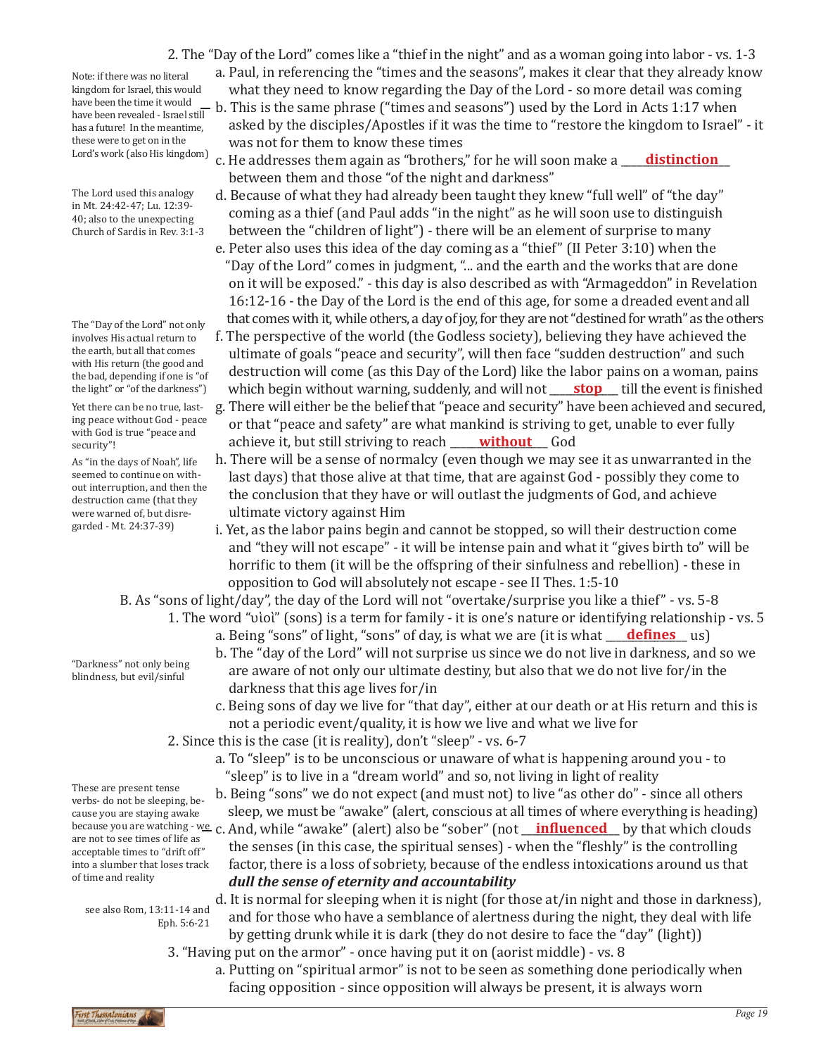2. The "Day of the Lord" comes like a "thief in the night" and as a woman going into labor - vs. 1-3

a. Paul, in referencing the "times and the seasons", makes it clear that they already know what they need to know regarding the Day of the Lord - so more detail was coming

b. This is the same phrase ("times and seasons") used by the Lord in Acts 1:17 when asked by the disciples/Apostles if it was the time to "restore the kingdom to Israel" - it was not for them to know these times

> Note: if there was no literal kingdom for Israel, this would have been the time it would have been revealed - Israel still has a future! In the meantime, these were to get on in the Lord's work (also His kingdom)

c. He addresses them again as "brothers," for he will soon make a **distinction** between them and those "of the night and darkness"

d. Because of what they had already been taught they knew "full well" of "the day" coming as a thief (and Paul adds "in the night" as he will soon use to distinguish between the "children of light") - there will be an element of surprise to many

> The Lord used this analogy in Mt. 24:42-47; Lu. 12:39-40; also to the unexpecting Church of Sardis in Rev. 3:1-3

e. Peter also uses this idea of the day coming as a "thief" (II Peter 3:10) when the "Day of the Lord" comes in judgment, "... and the earth and the works that are done on it will be exposed." - this day is also described as with "Armageddon" in Revelation 16:12-16 - the Day of the Lord is the end of this age, for some a dreaded event and all that comes with it, while others, a day of joy, for they are not "destined for wrath" as the others

> The "Day of the Lord" not only involves His actual return to the earth, but all that comes with His return (the good and the bad, depending if one is "of the light" or "of the darkness")

f. The perspective of the world (the Godless society), believing they have achieved the ultimate of goals "peace and security", will then face "sudden destruction" and such destruction will come (as this Day of the Lord) like the labor pains on a woman, pains which begin without warning, suddenly, and will not **stop** till the event is finished

> Yet there can be no true, lasting peace without God - peace with God is true "peace and security"!

g. There will either be the belief that "peace and security" have been achieved and secured, or that "peace and safety" are what mankind is striving to get, unable to ever fully achieve it, but still striving to reach **without** God

> As "in the days of Noah", life seemed to continue on without interruption, and then the destruction came (that they were warned of, but disregarded - Mt. 24:37-39)

h. There will be a sense of normalcy (even though we may see it as unwarranted in the last days) that those alive at that time, that are against God - possibly they come to the conclusion that they have or will outlast the judgments of God, and achieve ultimate victory against Him

i. Yet, as the labor pains begin and cannot be stopped, so will their destruction come and "they will not escape" - it will be intense pain and what it "gives birth to" will be horrific to them (it will be the offspring of their sinfulness and rebellion) - these in opposition to God will absolutely not escape - see II Thes. 1:5-10

B. As "sons of light/day", the day of the Lord will not "overtake/surprise you like a thief" - vs. 5-8

1. The word "υἱοὶ" (sons) is a term for family - it is one's nature or identifying relationship - vs. 5

a. Being "sons" of light, "sons" of day, is what we are (it is what **defines** us)

b. The "day of the Lord" will not surprise us since we do not live in darkness, and so we are aware of not only our ultimate destiny, but also that we do not live for/in the darkness that this age lives for/in

> "Darkness" not only being blindness, but evil/sinful

c. Being sons of day we live for "that day", either at our death or at His return and this is not a periodic event/quality, it is how we live and what we live for

2. Since this is the case (it is reality), don't "sleep" - vs. 6-7

a. To "sleep" is to be unconscious or unaware of what is happening around you - to "sleep" is to live in a "dream world" and so, not living in light of reality

b. Being "sons" we do not expect (and must not) to live "as other do" - since all others sleep, we must be "awake" (alert, conscious at all times of where everything is heading)

> These are present tense verbs- do not be sleeping, because you are staying awake because you are watching - we are not to see times of life as acceptable times to "drift off" into a slumber that loses track of time and reality

c. And, while "awake" (alert) also be "sober" (not **influenced** by that which clouds the senses (in this case, the spiritual senses) - when the "fleshly" is the controlling factor, there is a loss of sobriety, because of the endless intoxications around us that ***dull the sense of eternity and accountability***

d. It is normal for sleeping when it is night (for those at/in night and those in darkness), and for those who have a semblance of alertness during the night, they deal with life by getting drunk while it is dark (they do not desire to face the "day" (light))

> see also Rom, 13:11-14 and Eph. 5:6-21

3. "Having put on the armor" - once having put it on (aorist middle) - vs. 8

a. Putting on "spiritual armor" is not to be seen as something done periodically when facing opposition - since opposition will always be present, it is always worn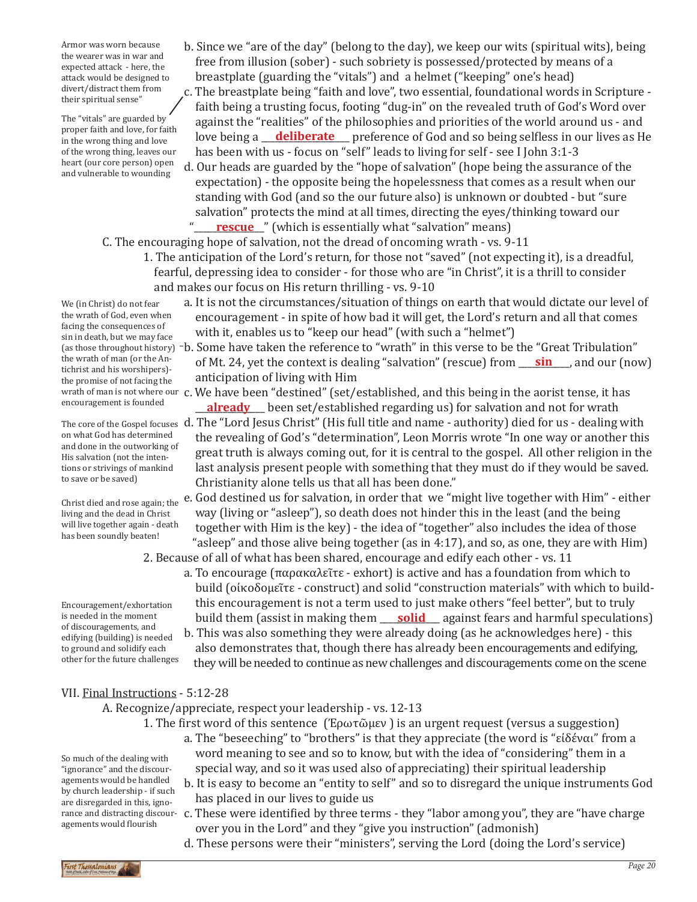Armor was worn because the wearer was in war and expected attack - here, the attack would be designed to divert/distract them from their spiritual sense"

b. Since we "are of the day" (belong to the day), we keep our wits (spiritual wits), being free from illusion (sober) - such sobriety is possessed/protected by means of a breastplate (guarding the "vitals") and a helmet ("keeping" one's head)

The "vitals" are guarded by proper faith and love, for faith in the wrong thing and love of the wrong thing, leaves our heart (our core person) open and vulnerable to wounding

c. The breastplate being "faith and love", two essential, foundational words in Scripture - faith being a trusting focus, footing "dug-in" on the revealed truth of God's Word over against the "realities" of the philosophies and priorities of the world around us - and love being a **deliberate** preference of God and so being selfless in our lives as He has been with us - focus on "self" leads to living for self - see I John 3:1-3

d. Our heads are guarded by the "hope of salvation" (hope being the assurance of the expectation) - the opposite being the hopelessness that comes as a result when our standing with God (and so the our future also) is unknown or doubted - but "sure salvation" protects the mind at all times, directing the eyes/thinking toward our "**rescue**" (which is essentially what "salvation" means)

C. The encouraging hope of salvation, not the dread of oncoming wrath - vs. 9-11

1. The anticipation of the Lord's return, for those not "saved" (not expecting it), is a dreadful, fearful, depressing idea to consider - for those who are "in Christ", it is a thrill to consider and makes our focus on His return thrilling - vs. 9-10

We (in Christ) do not fear the wrath of God, even when facing the consequences of sin in death, but we may face (as those throughout history) the wrath of man (or the Antichrist and his worshipers)- the promise of not facing the wrath of man is not where our encouragement is founded

a. It is not the circumstances/situation of things on earth that would dictate our level of encouragement - in spite of how bad it will get, the Lord's return and all that comes with it, enables us to "keep our head" (with such a "helmet")

b. Some have taken the reference to "wrath" in this verse to be the "Great Tribulation" of Mt. 24, yet the context is dealing "salvation" (rescue) from **sin**, and our (now) anticipation of living with Him

c. We have been "destined" (set/established, and this being in the aorist tense, it has **already** been set/established regarding us) for salvation and not for wrath

The core of the Gospel focuses on what God has determined and done in the outworking of His salvation (not the intentions or strivings of mankind to save or be saved)

d. The "Lord Jesus Christ" (His full title and name - authority) died for us - dealing with the revealing of God's "determination", Leon Morris wrote "In one way or another this great truth is always coming out, for it is central to the gospel. All other religion in the last analysis present people with something that they must do if they would be saved. Christianity alone tells us that all has been done."

Christ died and rose again; the living and the dead in Christ will live together again - death has been soundly beaten!

e. God destined us for salvation, in order that we "might live together with Him" - either way (living or "asleep"), so death does not hinder this in the least (and the being together with Him is the key) - the idea of "together" also includes the idea of those "asleep" and those alive being together (as in 4:17), and so, as one, they are with Him)

2. Because of all of what has been shared, encourage and edify each other - vs. 11

Encouragement/exhortation is needed in the moment of discouragements, and edifying (building) is needed to ground and solidify each other for the future challenges

a. To encourage (παρακαλεῖτε - exhort) is active and has a foundation from which to build (οἰκοδομεῖτε - construct) and solid "construction materials" with which to build- this encouragement is not a term used to just make others "feel better", but to truly build them (assist in making them **solid** against fears and harmful speculations)

b. This was also something they were already doing (as he acknowledges here) - this also demonstrates that, though there has already been encouragements and edifying, they will be needed to continue as new challenges and discouragements come on the scene

VII. Final Instructions - 5:12-28

A. Recognize/appreciate, respect your leadership - vs. 12-13

1. The first word of this sentence (Ἐρωτῶμεν) is an urgent request (versus a suggestion)

So much of the dealing with "ignorance" and the discouragements would be handled by church leadership - if such are disregarded in this, ignorance and distracting discouragements would flourish

a. The "beseeching" to "brothers" is that they appreciate (the word is "εἰδέναι" from a word meaning to see and so to know, but with the idea of "considering" them in a special way, and so it was used also of appreciating) their spiritual leadership

b. It is easy to become an "entity to self" and so to disregard the unique instruments God has placed in our lives to guide us

c. These were identified by three terms - they "labor among you", they are "have charge over you in the Lord" and they "give you instruction" (admonish)

d. These persons were their "ministers", serving the Lord (doing the Lord's service)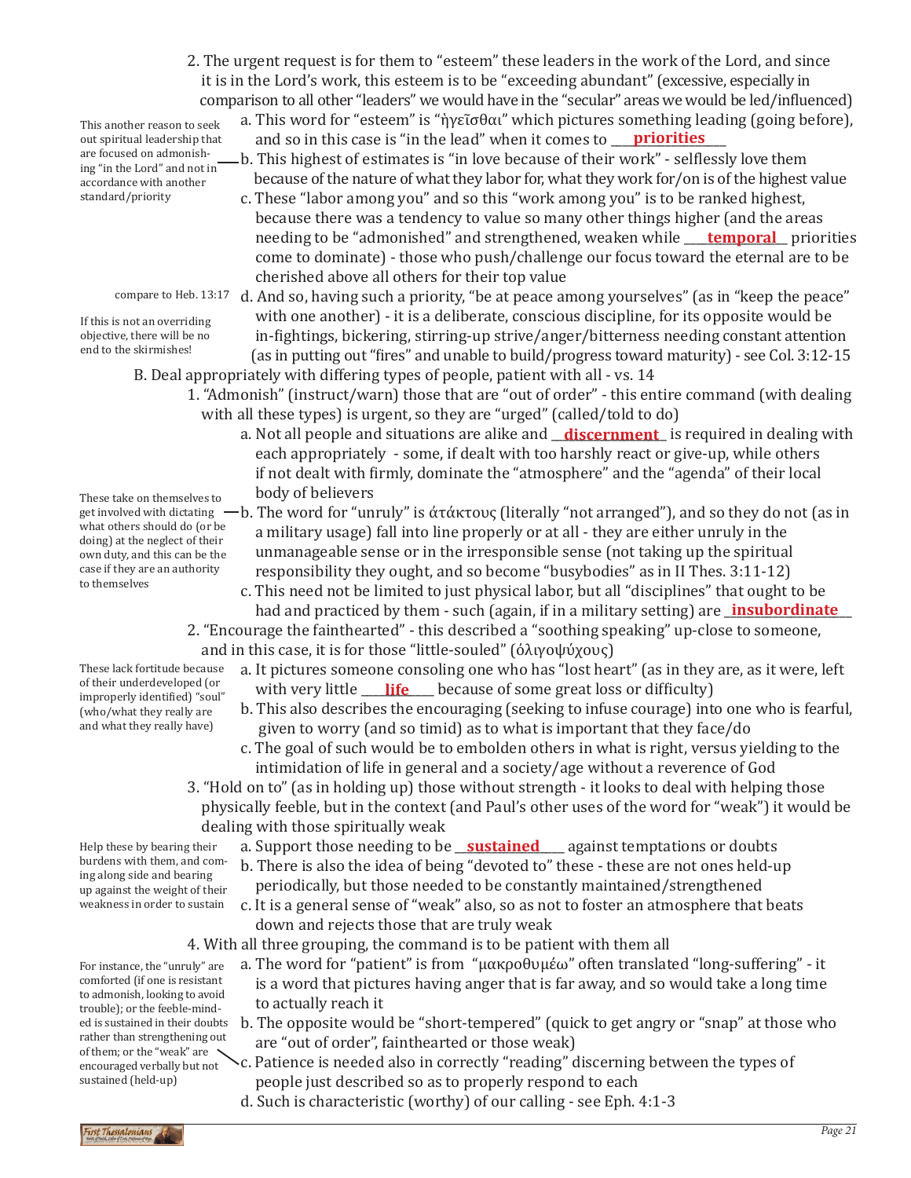2. The urgent request is for them to "esteem" these leaders in the work of the Lord, and since it is in the Lord's work, this esteem is to be "exceeding abundant" (excessive, especially in comparison to all other "leaders" we would have in the "secular" areas we would be led/influenced)

   a. This word for "esteem" is "ἡγεῖσθαι" which pictures something leading (going before), and so in this case is "in the lead" when it comes to **priorities**

   b. This highest of estimates is "in love because of their work" - selflessly love them because of the nature of what they labor for, what they work for/on is of the highest value

   *This another reason to seek out spiritual leadership that are focused on admonishing "in the Lord" and not in accordance with another standard/priority*

   c. These "labor among you" and so this "work among you" is to be ranked highest, because there was a tendency to value so many other things higher (and the areas needing to be "admonished" and strengthened, weaken while **temporal** priorities come to dominate) - those who push/challenge our focus toward the eternal are to be cherished above all others for their top value

   d. And so, having such a priority, "be at peace among yourselves" (as in "keep the peace" with one another) - it is a deliberate, conscious discipline, for its opposite would be in-fightings, bickering, stirring-up strive/anger/bitterness needing constant attention (as in putting out "fires" and unable to build/progress toward maturity) - see Col. 3:12-15

   *compare to Heb. 13:17*

   *If this is not an overriding objective, there will be no end to the skirmishes!*

B. Deal appropriately with differing types of people, patient with all - vs. 14

1. "Admonish" (instruct/warn) those that are "out of order" - this entire command (with dealing with all these types) is urgent, so they are "urged" (called/told to do)

   a. Not all people and situations are alike and **discernment** is required in dealing with each appropriately - some, if dealt with too harshly react or give-up, while others if not dealt with firmly, dominate the "atmosphere" and the "agenda" of their local body of believers

   b. The word for "unruly" is ἀτάκτους (literally "not arranged"), and so they do not (as in a military usage) fall into line properly or at all - they are either unruly in the unmanageable sense or in the irresponsible sense (not taking up the spiritual responsibility they ought, and so become "busybodies" as in II Thes. 3:11-12)

   *These take on themselves to get involved with dictating what others should do (or be doing) at the neglect of their own duty, and this can be the case if they are an authority to themselves*

   c. This need not be limited to just physical labor, but all "disciplines" that ought to be had and practiced by them - such (again, if in a military setting) are **insubordinate**

2. "Encourage the fainthearted" - this described a "soothing speaking" up-close to someone, and in this case, it is for those "little-souled" (ὀλιγοψύχους)

   a. It pictures someone consoling one who has "lost heart" (as in they are, as it were, left with very little **life** because of some great loss or difficulty)

   b. This also describes the encouraging (seeking to infuse courage) into one who is fearful, given to worry (and so timid) as to what is important that they face/do

   c. The goal of such would be to embolden others in what is right, versus yielding to the intimidation of life in general and a society/age without a reverence of God

   *These lack fortitude because of their underdeveloped (or improperly identified) "soul" (who/what they really are and what they really have)*

3. "Hold on to" (as in holding up) those without strength - it looks to deal with helping those physically feeble, but in the context (and Paul's other uses of the word for "weak") it would be dealing with those spiritually weak

   a. Support those needing to be **sustained** against temptations or doubts

   b. There is also the idea of being "devoted to" these - these are not ones held-up periodically, but those needed to be constantly maintained/strengthened

   c. It is a general sense of "weak" also, so as not to foster an atmosphere that beats down and rejects those that are truly weak

   *Help these by bearing their burdens with them, and coming along side and bearing up against the weight of their weakness in order to sustain*

4. With all three grouping, the command is to be patient with them all

   a. The word for "patient" is from "μακροθυμέω" often translated "long-suffering" - it is a word that pictures having anger that is far away, and so would take a long time to actually reach it

   b. The opposite would be "short-tempered" (quick to get angry or "snap" at those who are "out of order", fainthearted or those weak)

   c. Patience is needed also in correctly "reading" discerning between the types of people just described so as to properly respond to each

   *For instance, the "unruly" are comforted (if one is resistant to admonish, looking to avoid trouble); or the feeble-minded is sustained in their doubts rather than strengthening out of them; or the "weak" are encouraged verbally but not sustained (held-up)*

   d. Such is characteristic (worthy) of our calling - see Eph. 4:1-3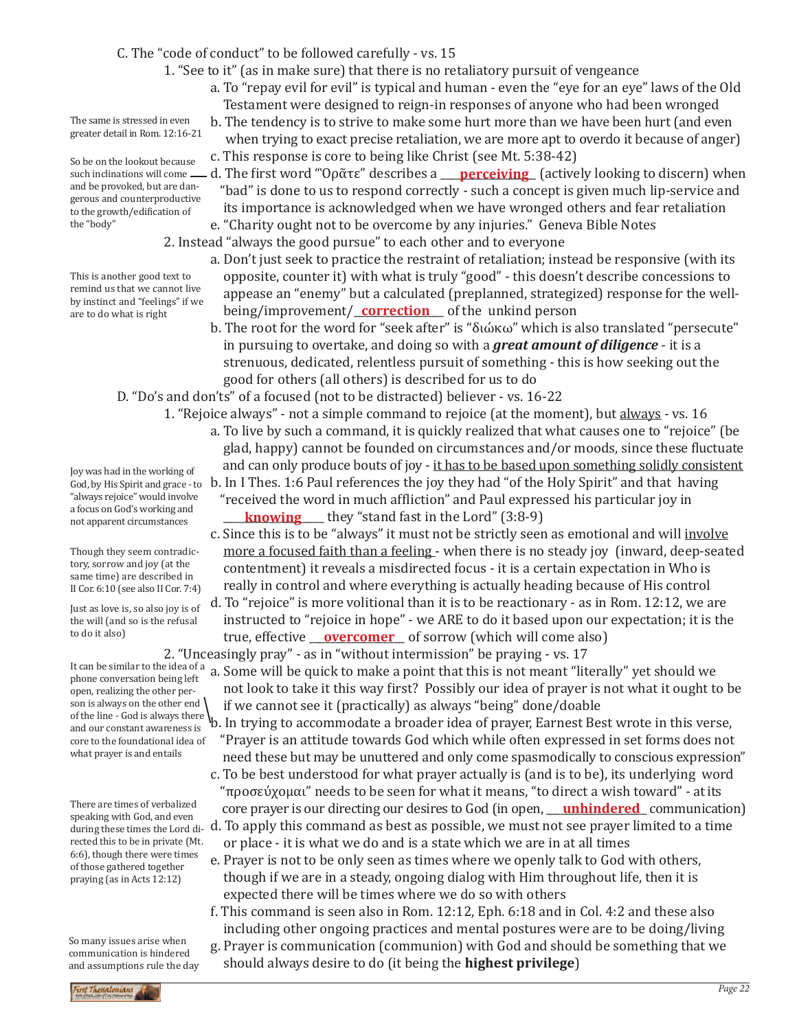C. The "code of conduct" to be followed carefully - vs. 15

1. "See to it" (as in make sure) that there is no retaliatory pursuit of vengeance

   a. To "repay evil for evil" is typical and human - even the "eye for an eye" laws of the Old Testament were designed to reign-in responses of anyone who had been wronged

   b. The tendency is to strive to make some hurt more than we have been hurt (and even when trying to exact precise retaliation, we are more apt to overdo it because of anger)

   *The same is stressed in even greater detail in Rom. 12:16-21*

   c. This response is core to being like Christ (see Mt. 5:38-42)

   d. The first word "Ὁρᾶτε" describes a **perceiving** (actively looking to discern) when "bad" is done to us to respond correctly - such a concept is given much lip-service and its importance is acknowledged when we have wronged others and fear retaliation

   *So be on the lookout because such inclinations will come and be provoked, but are dangerous and counterproductive to the growth/edification of the "body"*

   e. "Charity ought not to be overcome by any injuries." Geneva Bible Notes

2. Instead "always the good pursue" to each other and to everyone

   a. Don't just seek to practice the restraint of retaliation; instead be responsive (with its opposite, counter it) with what is truly "good" - this doesn't describe concessions to appease an "enemy" but a calculated (preplanned, strategized) response for the well-being/improvement/**correction** of the unkind person

   *This is another good text to remind us that we cannot live by instinct and "feelings" if we are to do what is right*

   b. The root for the word for "seek after" is "διώκω" which is also translated "persecute" in pursuing to overtake, and doing so with a ***great amount of diligence*** - it is a strenuous, dedicated, relentless pursuit of something - this is how seeking out the good for others (all others) is described for us to do

D. "Do's and don'ts" of a focused (not to be distracted) believer - vs. 16-22

1. "Rejoice always" - not a simple command to rejoice (at the moment), but always - vs. 16

   a. To live by such a command, it is quickly realized that what causes one to "rejoice" (be glad, happy) cannot be founded on circumstances and/or moods, since these fluctuate and can only produce bouts of joy - it has to be based upon something solidly consistent

   b. In I Thes. 1:6 Paul references the joy they had "of the Holy Spirit" and that having "received the word in much affliction" and Paul expressed his particular joy in **knowing** they "stand fast in the Lord" (3:8-9)

   *Joy was had in the working of God, by His Spirit and grace - to "always rejoice" would involve a focus on God's working and not apparent circumstances*

   c. Since this is to be "always" it must not be strictly seen as emotional and will involve more a focused faith than a feeling - when there is no steady joy (inward, deep-seated contentment) it reveals a misdirected focus - it is a certain expectation in Who is really in control and where everything is actually heading because of His control

   *Though they seem contradictory, sorrow and joy (at the same time) are described in II Cor. 6:10 (see also II Cor. 7:4)*

   d. To "rejoice" is more volitional than it is to be reactionary - as in Rom. 12:12, we are instructed to "rejoice in hope" - we ARE to do it based upon our expectation; it is the true, effective **overcomer** of sorrow (which will come also)

   *Just as love is, so also joy is of the will (and so is the refusal to do it also)*

2. "Unceasingly pray" - as in "without intermission" be praying - vs. 17

   a. Some will be quick to make a point that this is not meant "literally" yet should we not look to take it this way first? Possibly our idea of prayer is not what it ought to be if we cannot see it (practically) as always "being" done/doable

   b. In trying to accommodate a broader idea of prayer, Earnest Best wrote in this verse, "Prayer is an attitude towards God which while often expressed in set forms does not need these but may be unuttered and only come spasmodically to conscious expression"

   *It can be similar to the idea of a phone conversation being left open, realizing the other person is always on the other end of the line - God is always there and our constant awareness is core to the foundational idea of what prayer is and entails*

   c. To be best understood for what prayer actually is (and is to be), its underlying word "προσεύχομαι" needs to be seen for what it means, "to direct a wish toward" - at its core prayer is our directing our desires to God (in open, **unhindered** communication)

   d. To apply this command as best as possible, we must not see prayer limited to a time or place - it is what we do and is a state which we are in at all times

   *There are times of verbalized speaking with God, and even during these times the Lord directed this to be in private (Mt. 6:6), though there were times of those gathered together praying (as in Acts 12:12)*

   e. Prayer is not to be only seen as times where we openly talk to God with others, though if we are in a steady, ongoing dialog with Him throughout life, then it is expected there will be times where we do so with others

   f. This command is seen also in Rom. 12:12, Eph. 6:18 and in Col. 4:2 and these also including other ongoing practices and mental postures were are to be doing/living

   g. Prayer is communication (communion) with God and should be something that we should always desire to do (it being the **highest privilege**)

   *So many issues arise when communication is hindered and assumptions rule the day*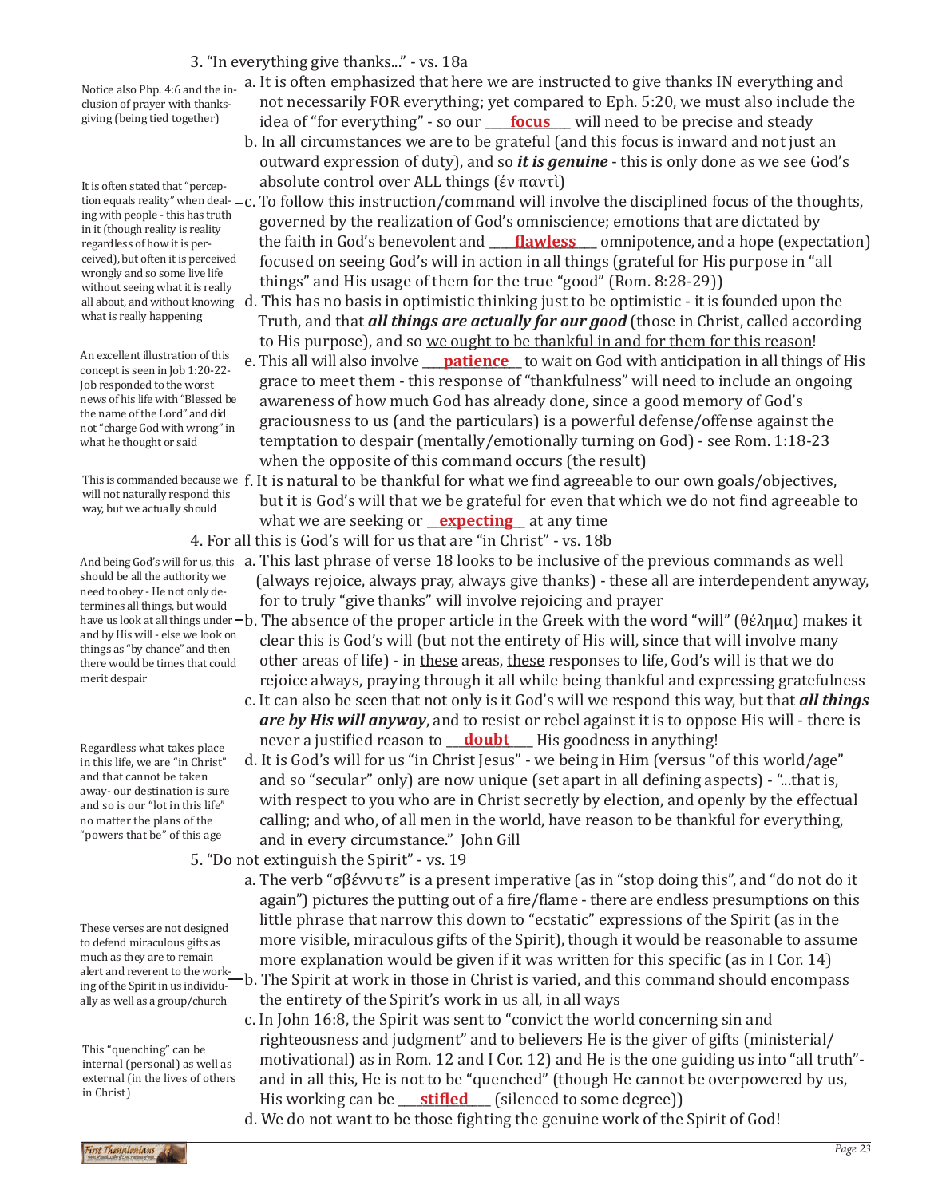3. "In everything give thanks..." - vs. 18a

> Notice also Php. 4:6 and the inclusion of prayer with thanksgiving (being tied together)

a. It is often emphasized that here we are instructed to give thanks IN everything and not necessarily FOR everything; yet compared to Eph. 5:20, we must also include the idea of "for everything" - so our ____**focus**____ will need to be precise and steady

b. In all circumstances we are to be grateful (and this focus is inward and not just an outward expression of duty), and so ***it is genuine*** - this is only done as we see God's absolute control over ALL things (ἐν παντὶ)

> It is often stated that "perception equals reality" when dealing with people - this has truth in it (though reality is reality regardless of how it is perceived), but often it is perceived wrongly and so some live life without seeing what it is really all about, and without knowing what is really happening

c. To follow this instruction/command will involve the disciplined focus of the thoughts, governed by the realization of God's omniscience; emotions that are dictated by the faith in God's benevolent and ____**flawless**____ omnipotence, and a hope (expectation) focused on seeing God's will in action in all things (grateful for His purpose in "all things" and His usage of them for the true "good" (Rom. 8:28-29))

d. This has no basis in optimistic thinking just to be optimistic - it is founded upon the Truth, and that ***all things are actually for our good*** (those in Christ, called according to His purpose), and so <u>we ought to be thankful in and for them for this reason</u>!

> An excellent illustration of this concept is seen in Job 1:20-22- Job responded to the worst news of his life with "Blessed be the name of the Lord" and did not "charge God with wrong" in what he thought or said

e. This all will also involve ___**patience**___ to wait on God with anticipation in all things of His grace to meet them - this response of "thankfulness" will need to include an ongoing awareness of how much God has already done, since a good memory of God's graciousness to us (and the particulars) is a powerful defense/offense against the temptation to despair (mentally/emotionally turning on God) - see Rom. 1:18-23 when the opposite of this command occurs (the result)

> This is commanded because we will not naturally respond this way, but we actually should

f. It is natural to be thankful for what we find agreeable to our own goals/objectives, but it is God's will that we be grateful for even that which we do not find agreeable to what we are seeking or ___**expecting**___ at any time

4. For all this is God's will for us that are "in Christ" - vs. 18b

> And being God's will for us, this should be all the authority we need to obey - He not only determines all things, but would have us look at all things under and by His will - else we look on things as "by chance" and then there would be times that could merit despair

a. This last phrase of verse 18 looks to be inclusive of the previous commands as well (always rejoice, always pray, always give thanks) - these all are interdependent anyway, for to truly "give thanks" will involve rejoicing and prayer

b. The absence of the proper article in the Greek with the word "will" (θέλημα) makes it clear this is God's will (but not the entirety of His will, since that will involve many other areas of life) - in <u>these</u> areas, <u>these</u> responses to life, God's will is that we do rejoice always, praying through it all while being thankful and expressing gratefulness

c. It can also be seen that not only is it God's will we respond this way, but that ***all things are by His will anyway***, and to resist or rebel against it is to oppose His will - there is never a justified reason to ___**doubt**___ His goodness in anything!

> Regardless what takes place in this life, we are "in Christ" and that cannot be taken away- our destination is sure and so is our "lot in this life" no matter the plans of the "powers that be" of this age

d. It is God's will for us "in Christ Jesus" - we being in Him (versus "of this world/age" and so "secular" only) are now unique (set apart in all defining aspects) - "...that is, with respect to you who are in Christ secretly by election, and openly by the effectual calling; and who, of all men in the world, have reason to be thankful for everything, and in every circumstance." John Gill

5. "Do not extinguish the Spirit" - vs. 19

a. The verb "σβέννυτε" is a present imperative (as in "stop doing this", and "do not do it again") pictures the putting out of a fire/flame - there are endless presumptions on this little phrase that narrow this down to "ecstatic" expressions of the Spirit (as in the more visible, miraculous gifts of the Spirit), though it would be reasonable to assume more explanation would be given if it was written for this specific (as in I Cor. 14)

> These verses are not designed to defend miraculous gifts as much as they are to remain alert and reverent to the working of the Spirit in us individually as well as a group/church

b. The Spirit at work in those in Christ is varied, and this command should encompass the entirety of the Spirit's work in us all, in all ways

> This "quenching" can be internal (personal) as well as external (in the lives of others in Christ)

c. In John 16:8, the Spirit was sent to "convict the world concerning sin and righteousness and judgment" and to believers He is the giver of gifts (ministerial/ motivational) as in Rom. 12 and I Cor. 12) and He is the one guiding us into "all truth"- and in all this, He is not to be "quenched" (though He cannot be overpowered by us, His working can be ___**stifled**___ (silenced to some degree))

d. We do not want to be those fighting the genuine work of the Spirit of God!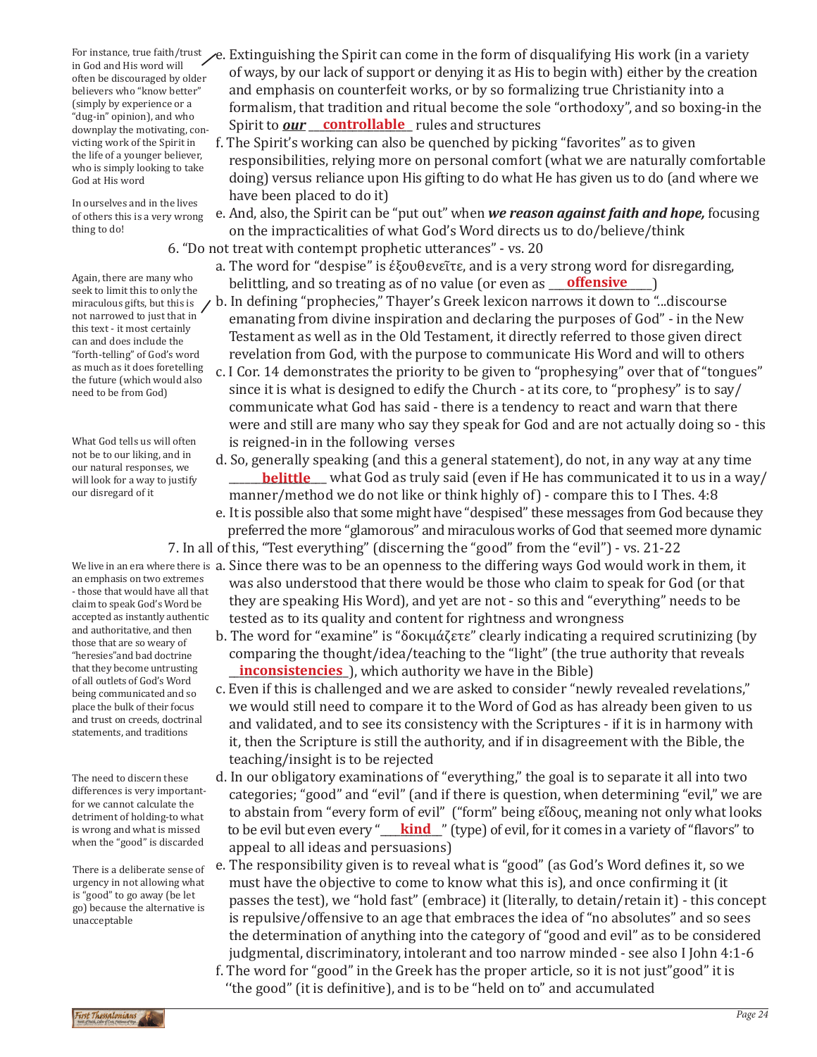For instance, true faith/trust in God and His word will often be discouraged by older believers who "know better" (simply by experience or a "dug-in" opinion), and who downplay the motivating, convicting work of the Spirit in the life of a younger believer, who is simply looking to take God at His word

e. Extinguishing the Spirit can come in the form of disqualifying His work (in a variety of ways, by our lack of support or denying it as His to begin with) either by the creation and emphasis on counterfeit works, or by so formalizing true Christianity into a formalism, that tradition and ritual become the sole "orthodoxy", and so boxing-in the Spirit to ***our*** ___**controllable**___ rules and structures

f. The Spirit's working can also be quenched by picking "favorites" as to given responsibilities, relying more on personal comfort (what we are naturally comfortable doing) versus reliance upon His gifting to do what He has given us to do (and where we have been placed to do it)

In ourselves and in the lives of others this is a very wrong thing to do!

e. And, also, the Spirit can be "put out" when ***we reason against faith and hope,*** focusing on the impracticalities of what God's Word directs us to do/believe/think

6. "Do not treat with contempt prophetic utterances" - vs. 20

a. The word for "despise" is ἐξουθενεῖτε, and is a very strong word for disregarding, belittling, and so treating as of no value (or even as ___**offensive**___)

Again, there are many who seek to limit this to only the miraculous gifts, but this is not narrowed to just that in this text - it most certainly can and does include the "forth-telling" of God's word as much as it does foretelling the future (which would also need to be from God)

b. In defining "prophecies," Thayer's Greek lexicon narrows it down to "...discourse emanating from divine inspiration and declaring the purposes of God" - in the New Testament as well as in the Old Testament, it directly referred to those given direct revelation from God, with the purpose to communicate His Word and will to others

c. I Cor. 14 demonstrates the priority to be given to "prophesying" over that of "tongues" since it is what is designed to edify the Church - at its core, to "prophesy" is to say/communicate what God has said - there is a tendency to react and warn that there were and still are many who say they speak for God and are not actually doing so - this is reigned-in in the following verses

What God tells us will often not be to our liking, and in our natural responses, we will look for a way to justify our disregard of it

d. So, generally speaking (and this a general statement), do not, in any way at any time ___**belittle**___ what God as truly said (even if He has communicated it to us in a way/manner/method we do not like or think highly of) - compare this to I Thes. 4:8

e. It is possible also that some might have "despised" these messages from God because they preferred the more "glamorous" and miraculous works of God that seemed more dynamic

7. In all of this, "Test everything" (discerning the "good" from the "evil") - vs. 21-22

We live in an era where there is an emphasis on two extremes - those that would have all that claim to speak God's Word be accepted as instantly authentic and authoritative, and then those that are so weary of "heresies"and bad doctrine that they become untrusting of all outlets of God's Word being communicated and so place the bulk of their focus and trust on creeds, doctrinal statements, and traditions

a. Since there was to be an openness to the differing ways God would work in them, it was also understood that there would be those who claim to speak for God (or that they are speaking His Word), and yet are not - so this and "everything" needs to be tested as to its quality and content for rightness and wrongness

b. The word for "examine" is "δοκιμάζετε" clearly indicating a required scrutinizing (by comparing the thought/idea/teaching to the "light" (the true authority that reveals ___**inconsistencies**___), which authority we have in the Bible)

c. Even if this is challenged and we are asked to consider "newly revealed revelations," we would still need to compare it to the Word of God as has already been given to us and validated, and to see its consistency with the Scriptures - if it is in harmony with it, then the Scripture is still the authority, and if in disagreement with the Bible, the teaching/insight is to be rejected

The need to discern these differences is very important- for we cannot calculate the detriment of holding-to what is wrong and what is missed when the "good" is discarded

d. In our obligatory examinations of "everything," the goal is to separate it all into two categories; "good" and "evil" (and if there is question, when determining "evil," we are to abstain from "every form of evil" ("form" being εἴδους, meaning not only what looks to be evil but even every "___**kind**___" (type) of evil, for it comes in a variety of "flavors" to appeal to all ideas and persuasions)

There is a deliberate sense of urgency in not allowing what is "good" to go away (be let go) because the alternative is unacceptable

e. The responsibility given is to reveal what is "good" (as God's Word defines it, so we must have the objective to come to know what this is), and once confirming it (it passes the test), we "hold fast" (embrace) it (literally, to detain/retain it) - this concept is repulsive/offensive to an age that embraces the idea of "no absolutes" and so sees the determination of anything into the category of "good and evil" as to be considered judgmental, discriminatory, intolerant and too narrow minded - see also I John 4:1-6

f. The word for "good" in the Greek has the proper article, so it is not just"good" it is "the good" (it is definitive), and is to be "held on to" and accumulated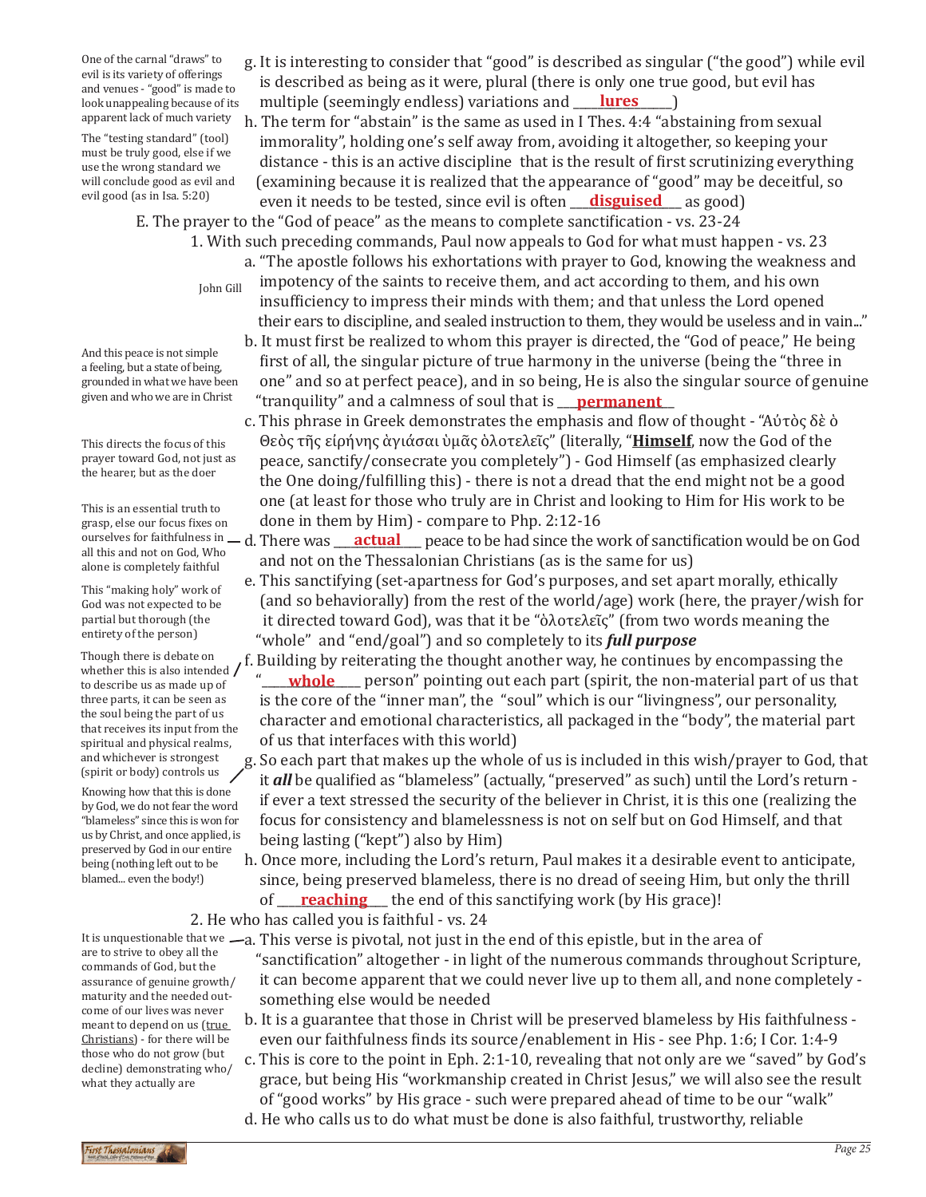g. It is interesting to consider that "good" is described as singular ("the good") while evil is described as being as it were, plural (there is only one true good, but evil has multiple (seemingly endless) variations and ___**lures**___)

> One of the carnal "draws" to evil is its variety of offerings and venues - "good" is made to look unappealing because of its apparent lack of much variety

h. The term for "abstain" is the same as used in I Thes. 4:4 "abstaining from sexual immorality", holding one's self away from, avoiding it altogether, so keeping your distance - this is an active discipline that is the result of first scrutinizing everything (examining because it is realized that the appearance of "good" may be deceitful, so even it needs to be tested, since evil is often ___**disguised**___ as good)

> The "testing standard" (tool) must be truly good, else if we use the wrong standard we will conclude good as evil and evil good (as in Isa. 5:20)

E. The prayer to the "God of peace" as the means to complete sanctification - vs. 23-24

1. With such preceding commands, Paul now appeals to God for what must happen - vs. 23

a. "The apostle follows his exhortations with prayer to God, knowing the weakness and impotency of the saints to receive them, and act according to them, and his own insufficiency to impress their minds with them; and that unless the Lord opened their ears to discipline, and sealed instruction to them, they would be useless and in vain..."

> John Gill

b. It must first be realized to whom this prayer is directed, the "God of peace," He being first of all, the singular picture of true harmony in the universe (being the "three in one" and so at perfect peace), and in so being, He is also the singular source of genuine "tranquility" and a calmness of soul that is ___**permanent**___

> And this peace is not simple a feeling, but a state of being, grounded in what we have been given and who we are in Christ

c. This phrase in Greek demonstrates the emphasis and flow of thought - "Αὐτὸς δὲ ὁ Θεὸς τῆς εἰρήνης ἁγιάσαι ὑμᾶς ὁλοτελεῖς" (literally, "**Himself**, now the God of the peace, sanctify/consecrate you completely") - God Himself (as emphasized clearly the One doing/fulfilling this) - there is not a dread that the end might not be a good one (at least for those who truly are in Christ and looking to Him for His work to be done in them by Him) - compare to Php. 2:12-16

> This directs the focus of this prayer toward God, not just as the hearer, but as the doer

d. There was ___**actual**___ peace to be had since the work of sanctification would be on God and not on the Thessalonian Christians (as is the same for us)

> This is an essential truth to grasp, else our focus fixes on ourselves for faithfulness in all this and not on God, Who alone is completely faithful

e. This sanctifying (set-apartness for God's purposes, and set apart morally, ethically (and so behaviorally) from the rest of the world/age) work (here, the prayer/wish for it directed toward God), was that it be "ὁλοτελεῖς" (from two words meaning the "whole" and "end/goal") and so completely to its ***full purpose***

> This "making holy" work of God was not expected to be partial but thorough (the entirety of the person)

f. Building by reiterating the thought another way, he continues by encompassing the "___**whole**___ person" pointing out each part (spirit, the non-material part of us that is the core of the "inner man", the "soul" which is our "livingness", our personality, character and emotional characteristics, all packaged in the "body", the material part of us that interfaces with this world)

g. So each part that makes up the whole of us is included in this wish/prayer to God, that it ***all*** be qualified as "blameless" (actually, "preserved" as such) until the Lord's return - if ever a text stressed the security of the believer in Christ, it is this one (realizing the focus for consistency and blamelessness is not on self but on God Himself, and that being lasting ("kept") also by Him)

> Though there is debate on whether this is also intended to describe us as made up of three parts, it can be seen as the soul being the part of us that receives its input from the spiritual and physical realms, and whichever is strongest (spirit or body) controls us

> Knowing how that this is done by God, we do not fear the word "blameless" since this is won for us by Christ, and once applied, is preserved by God in our entire being (nothing left out to be blamed... even the body!)

h. Once more, including the Lord's return, Paul makes it a desirable event to anticipate, since, being preserved blameless, there is no dread of seeing Him, but only the thrill of ___**reaching**___ the end of this sanctifying work (by His grace)!

2. He who has called you is faithful - vs. 24

a. This verse is pivotal, not just in the end of this epistle, but in the area of "sanctification" altogether - in light of the numerous commands throughout Scripture, it can become apparent that we could never live up to them all, and none completely - something else would be needed

> It is unquestionable that we are to strive to obey all the commands of God, but the assurance of genuine growth/maturity and the needed outcome of our lives was never meant to depend on us (true Christians) - for there will be those who do not grow (but decline) demonstrating who/what they actually are

b. It is a guarantee that those in Christ will be preserved blameless by His faithfulness - even our faithfulness finds its source/enablement in His - see Php. 1:6; I Cor. 1:4-9

c. This is core to the point in Eph. 2:1-10, revealing that not only are we "saved" by God's grace, but being His "workmanship created in Christ Jesus," we will also see the result of "good works" by His grace - such were prepared ahead of time to be our "walk"

d. He who calls us to do what must be done is also faithful, trustworthy, reliable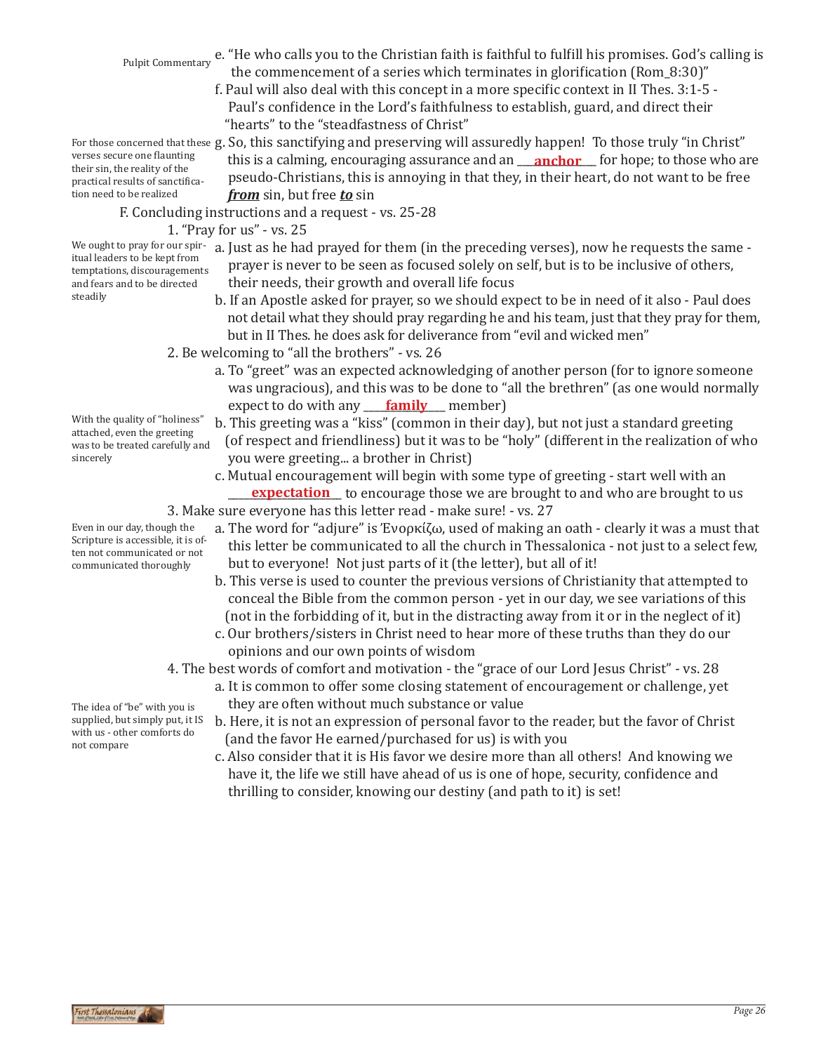Pulpit Commentary

e. "He who calls you to the Christian faith is faithful to fulfill his promises. God's calling is the commencement of a series which terminates in glorification (Rom_8:30)"

f. Paul will also deal with this concept in a more specific context in II Thes. 3:1-5 - Paul's confidence in the Lord's faithfulness to establish, guard, and direct their "hearts" to the "steadfastness of Christ"

For those concerned that these verses secure one flaunting their sin, the reality of the practical results of sanctification need to be realized

g. So, this sanctifying and preserving will assuredly happen! To those truly "in Christ" this is a calming, encouraging assurance and an ___**anchor**___ for hope; to those who are pseudo-Christians, this is annoying in that they, in their heart, do not want to be free ***from*** sin, but free ***to*** sin

F. Concluding instructions and a request - vs. 25-28

1. "Pray for us" - vs. 25

We ought to pray for our spiritual leaders to be kept from temptations, discouragements and fears and to be directed steadily

a. Just as he had prayed for them (in the preceding verses), now he requests the same - prayer is never to be seen as focused solely on self, but is to be inclusive of others, their needs, their growth and overall life focus

b. If an Apostle asked for prayer, so we should expect to be in need of it also - Paul does not detail what they should pray regarding he and his team, just that they pray for them, but in II Thes. he does ask for deliverance from "evil and wicked men"

2. Be welcoming to "all the brothers" - vs. 26

a. To "greet" was an expected acknowledging of another person (for to ignore someone was ungracious), and this was to be done to "all the brethren" (as one would normally expect to do with any ____**family**____ member)

With the quality of "holiness" attached, even the greeting was to be treated carefully and sincerely

b. This greeting was a "kiss" (common in their day), but not just a standard greeting (of respect and friendliness) but it was to be "holy" (different in the realization of who you were greeting... a brother in Christ)

c. Mutual encouragement will begin with some type of greeting - start well with an _____**expectation**_____ to encourage those we are brought to and who are brought to us

3. Make sure everyone has this letter read - make sure! - vs. 27

Even in our day, though the Scripture is accessible, it is often not communicated or not communicated thoroughly

a. The word for "adjure" is Ἐνορκίζω, used of making an oath - clearly it was a must that this letter be communicated to all the church in Thessalonica - not just to a select few, but to everyone! Not just parts of it (the letter), but all of it!

b. This verse is used to counter the previous versions of Christianity that attempted to conceal the Bible from the common person - yet in our day, we see variations of this (not in the forbidding of it, but in the distracting away from it or in the neglect of it)

c. Our brothers/sisters in Christ need to hear more of these truths than they do our opinions and our own points of wisdom

4. The best words of comfort and motivation - the "grace of our Lord Jesus Christ" - vs. 28

a. It is common to offer some closing statement of encouragement or challenge, yet they are often without much substance or value

The idea of "be" with you is supplied, but simply put, it IS with us - other comforts do not compare

b. Here, it is not an expression of personal favor to the reader, but the favor of Christ (and the favor He earned/purchased for us) is with you

c. Also consider that it is His favor we desire more than all others! And knowing we have it, the life we still have ahead of us is one of hope, security, confidence and thrilling to consider, knowing our destiny (and path to it) is set!